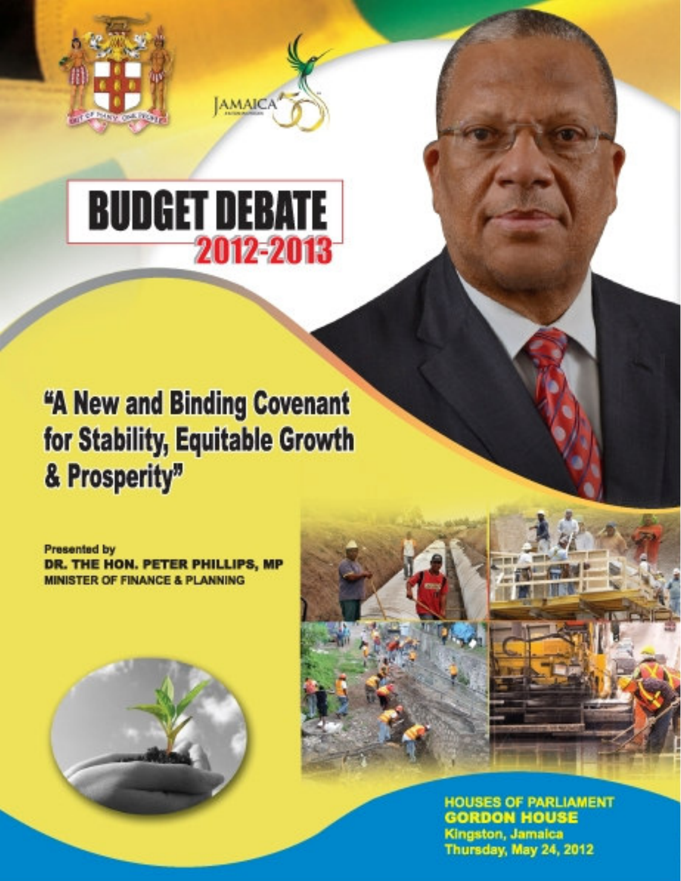# BUDGET DEBATE

## 2012-2013

## "A New and Binding Covenant for Stability, Equitable Growth & Prosperity"

Presented by

**DR. THE HON. PETER PHILLIPS, MP**

**MINISTER OF FINANCE & PLANNING**

**HOUSES OF PARLIAMENT**

**GORDON HOUSE**

Kingston, Jamaica

Thursday, May 24, 2012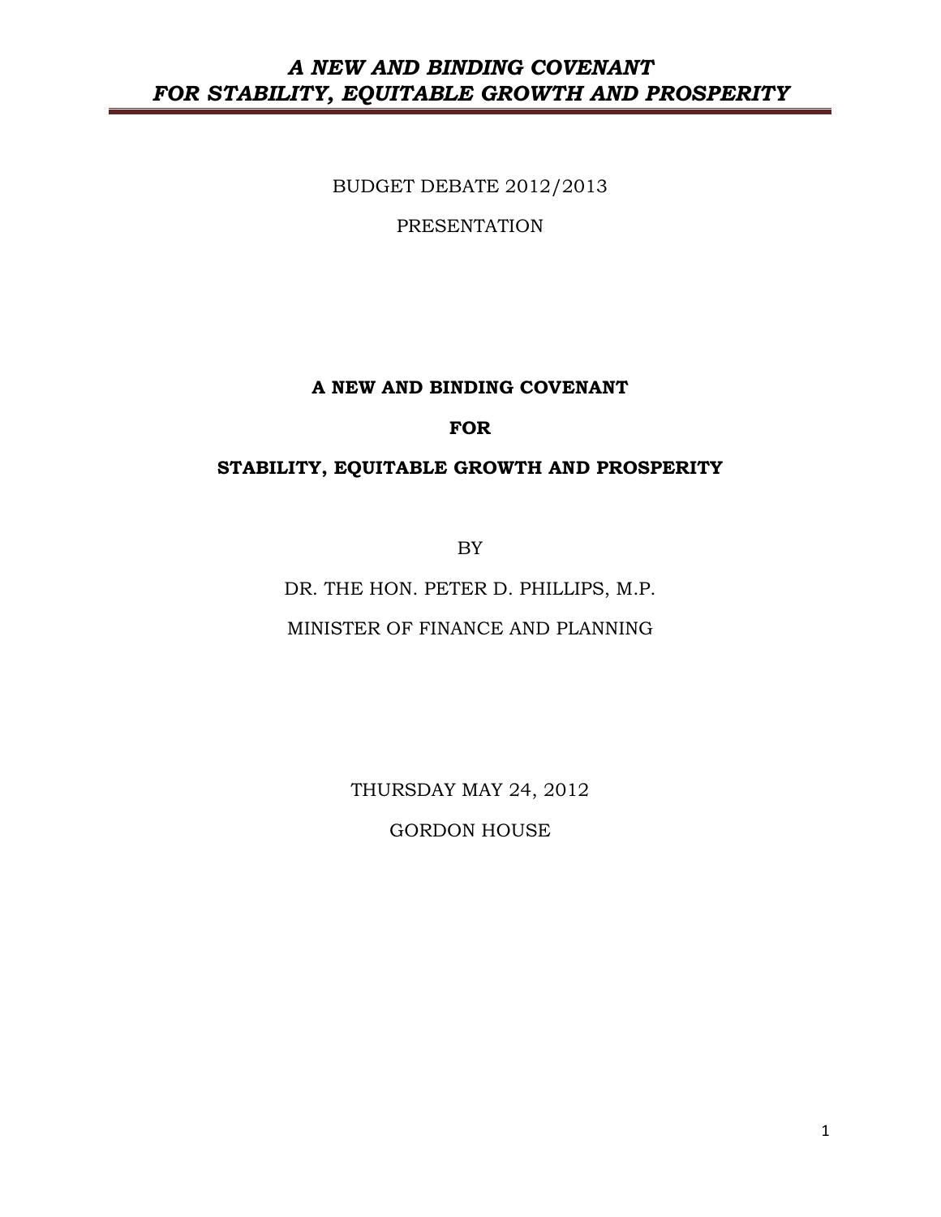BUDGET DEBATE 2012/2013

PRESENTATION

# A NEW AND BINDING COVENANT

# FOR

# STABILITY, EQUITABLE GROWTH AND PROSPERITY

BY

DR. THE HON. PETER D. PHILLIPS, M.P.

MINISTER OF FINANCE AND PLANNING

THURSDAY MAY 24, 2012

GORDON HOUSE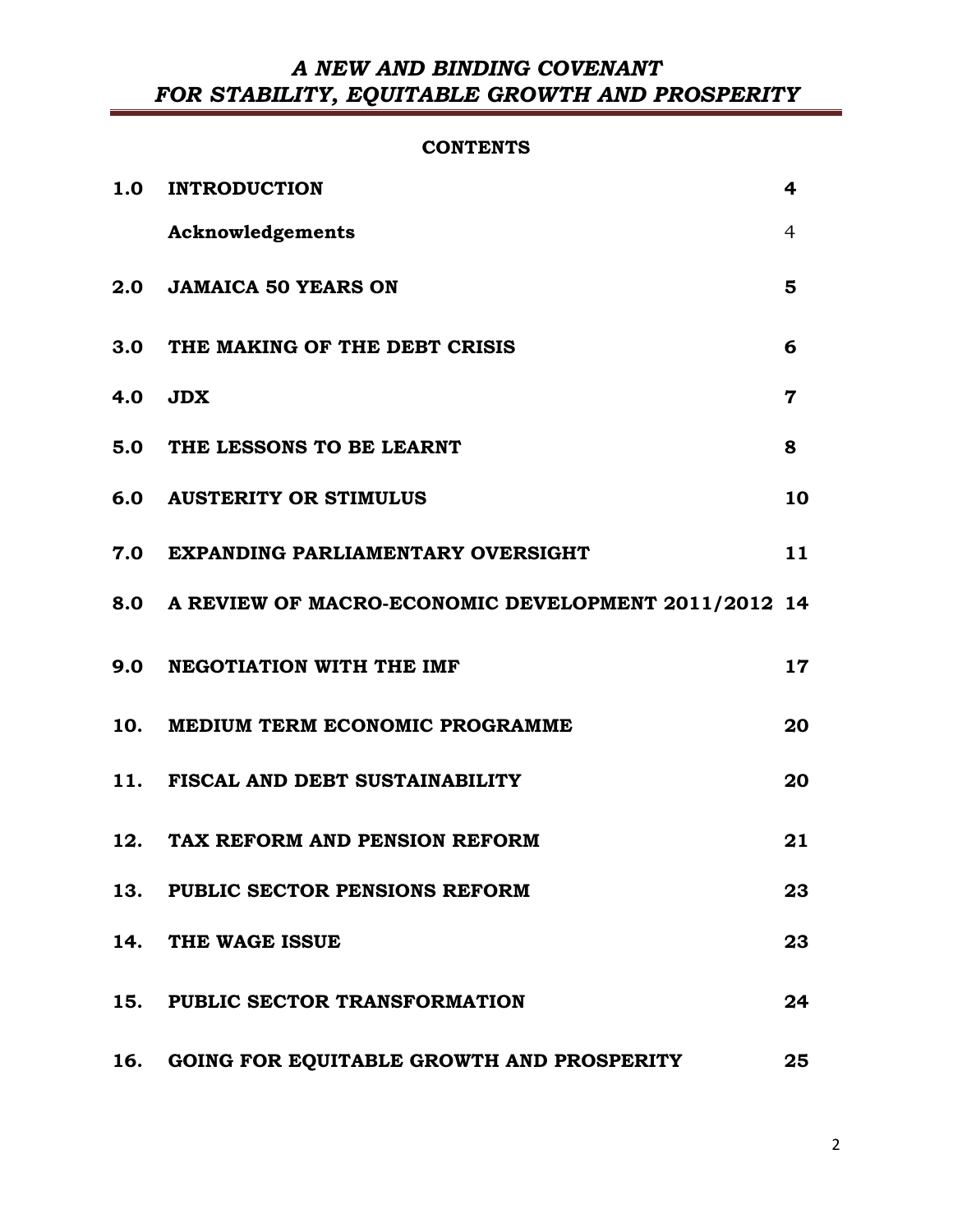# A NEW AND BINDING COVENANT FOR STABILITY, EQUITABLE GROWTH AND PROSPERITY

## CONTENTS

| | | |
|---|---|---|
| **1.0** | **INTRODUCTION** | **4** |
| | **Acknowledgements** | 4 |
| **2.0** | **JAMAICA 50 YEARS ON** | **5** |
| **3.0** | **THE MAKING OF THE DEBT CRISIS** | **6** |
| **4.0** | **JDX** | **7** |
| **5.0** | **THE LESSONS TO BE LEARNT** | **8** |
| **6.0** | **AUSTERITY OR STIMULUS** | **10** |
| **7.0** | **EXPANDING PARLIAMENTARY OVERSIGHT** | **11** |
| **8.0** | **A REVIEW OF MACRO-ECONOMIC DEVELOPMENT 2011/2012** | **14** |
| **9.0** | **NEGOTIATION WITH THE IMF** | **17** |
| **10.** | **MEDIUM TERM ECONOMIC PROGRAMME** | **20** |
| **11.** | **FISCAL AND DEBT SUSTAINABILITY** | **20** |
| **12.** | **TAX REFORM AND PENSION REFORM** | **21** |
| **13.** | **PUBLIC SECTOR PENSIONS REFORM** | **23** |
| **14.** | **THE WAGE ISSUE** | **23** |
| **15.** | **PUBLIC SECTOR TRANSFORMATION** | **24** |
| **16.** | **GOING FOR EQUITABLE GROWTH AND PROSPERITY** | **25** |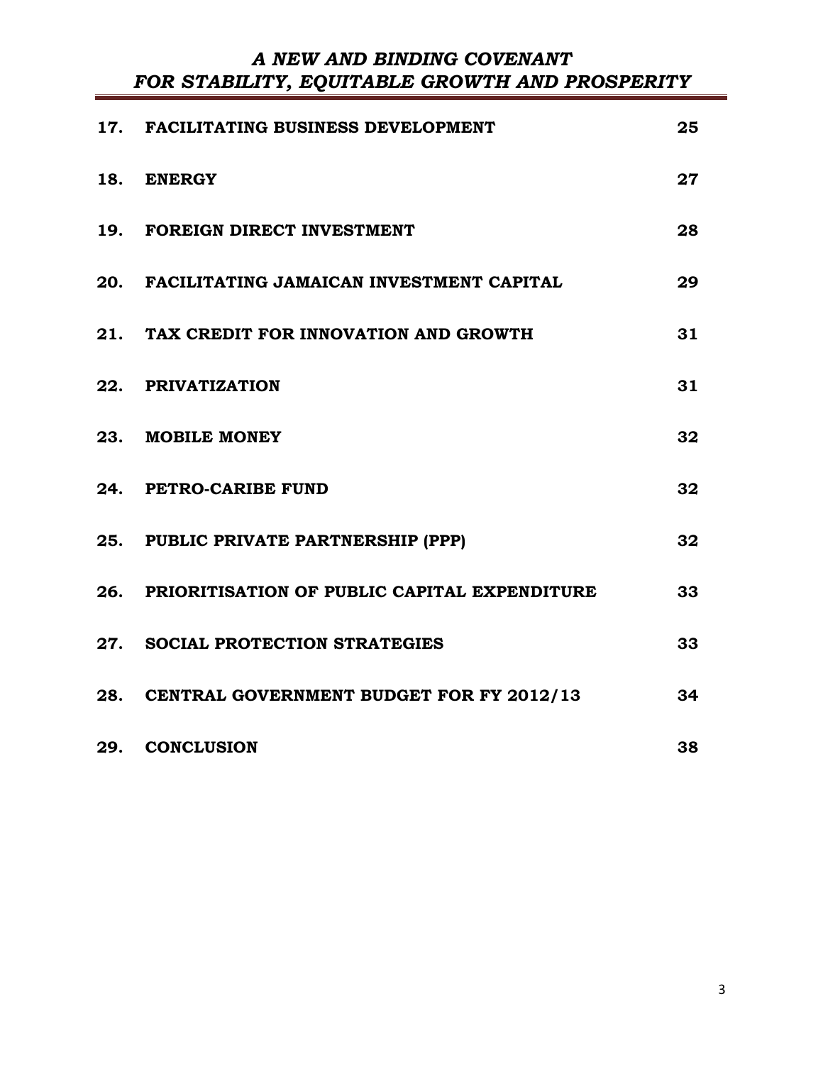| | | |
|---|---|---|
| **17.** | **FACILITATING BUSINESS DEVELOPMENT** | **25** |
| **18.** | **ENERGY** | **27** |
| **19.** | **FOREIGN DIRECT INVESTMENT** | **28** |
| **20.** | **FACILITATING JAMAICAN INVESTMENT CAPITAL** | **29** |
| **21.** | **TAX CREDIT FOR INNOVATION AND GROWTH** | **31** |
| **22.** | **PRIVATIZATION** | **31** |
| **23.** | **MOBILE MONEY** | **32** |
| **24.** | **PETRO-CARIBE FUND** | **32** |
| **25.** | **PUBLIC PRIVATE PARTNERSHIP (PPP)** | **32** |
| **26.** | **PRIORITISATION OF PUBLIC CAPITAL EXPENDITURE** | **33** |
| **27.** | **SOCIAL PROTECTION STRATEGIES** | **33** |
| **28.** | **CENTRAL GOVERNMENT BUDGET FOR FY 2012/13** | **34** |
| **29.** | **CONCLUSION** | **38** |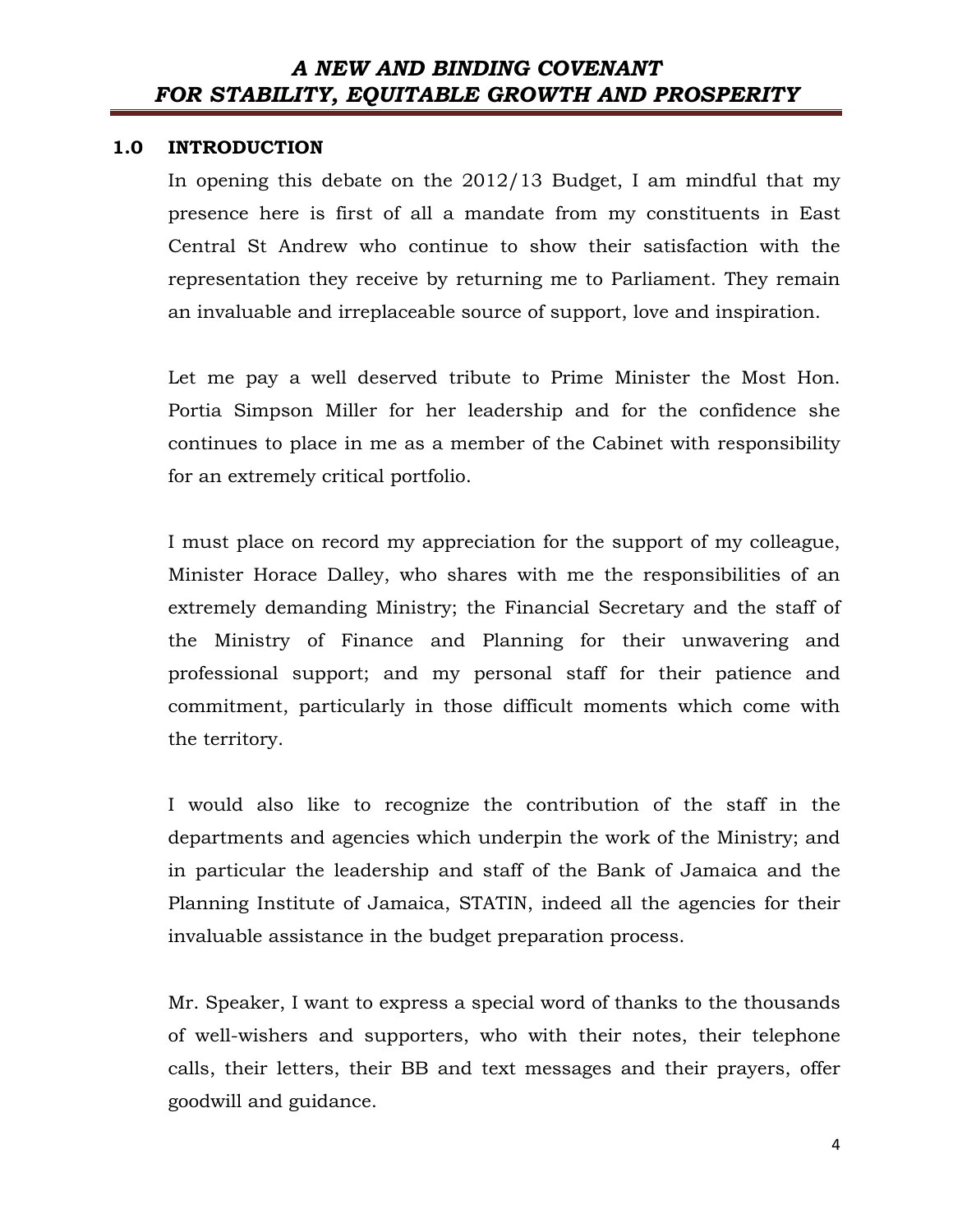## 1.0 INTRODUCTION

In opening this debate on the 2012/13 Budget, I am mindful that my presence here is first of all a mandate from my constituents in East Central St Andrew who continue to show their satisfaction with the representation they receive by returning me to Parliament. They remain an invaluable and irreplaceable source of support, love and inspiration.

Let me pay a well deserved tribute to Prime Minister the Most Hon. Portia Simpson Miller for her leadership and for the confidence she continues to place in me as a member of the Cabinet with responsibility for an extremely critical portfolio.

I must place on record my appreciation for the support of my colleague, Minister Horace Dalley, who shares with me the responsibilities of an extremely demanding Ministry; the Financial Secretary and the staff of the Ministry of Finance and Planning for their unwavering and professional support; and my personal staff for their patience and commitment, particularly in those difficult moments which come with the territory.

I would also like to recognize the contribution of the staff in the departments and agencies which underpin the work of the Ministry; and in particular the leadership and staff of the Bank of Jamaica and the Planning Institute of Jamaica, STATIN, indeed all the agencies for their invaluable assistance in the budget preparation process.

Mr. Speaker, I want to express a special word of thanks to the thousands of well-wishers and supporters, who with their notes, their telephone calls, their letters, their BB and text messages and their prayers, offer goodwill and guidance.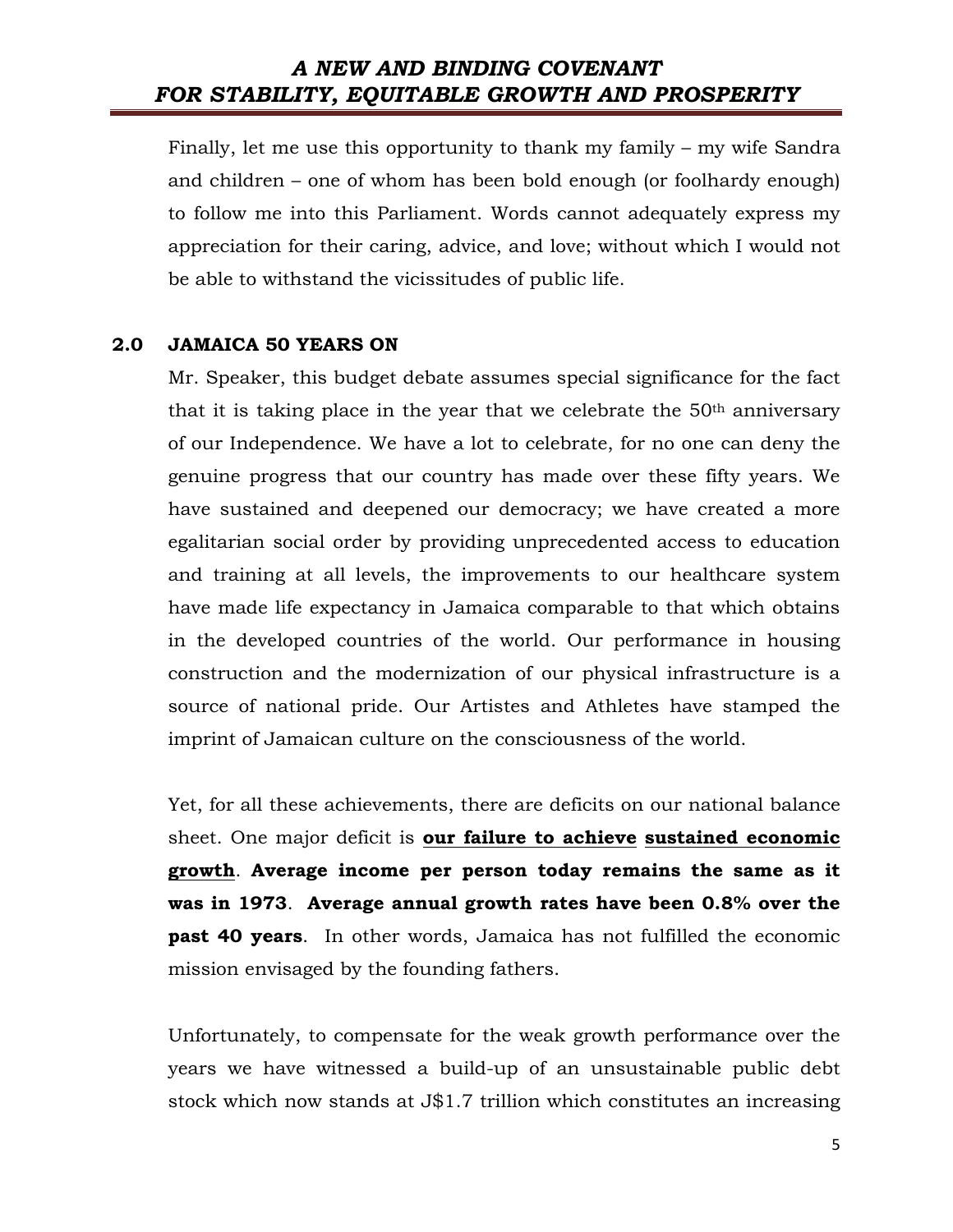Finally, let me use this opportunity to thank my family – my wife Sandra and children – one of whom has been bold enough (or foolhardy enough) to follow me into this Parliament. Words cannot adequately express my appreciation for their caring, advice, and love; without which I would not be able to withstand the vicissitudes of public life.

## 2.0 JAMAICA 50 YEARS ON

Mr. Speaker, this budget debate assumes special significance for the fact that it is taking place in the year that we celebrate the 50th anniversary of our Independence. We have a lot to celebrate, for no one can deny the genuine progress that our country has made over these fifty years. We have sustained and deepened our democracy; we have created a more egalitarian social order by providing unprecedented access to education and training at all levels, the improvements to our healthcare system have made life expectancy in Jamaica comparable to that which obtains in the developed countries of the world. Our performance in housing construction and the modernization of our physical infrastructure is a source of national pride. Our Artistes and Athletes have stamped the imprint of Jamaican culture on the consciousness of the world.

Yet, for all these achievements, there are deficits on our national balance sheet. One major deficit is **<u>our failure to achieve</u> <u>sustained economic growth</u>**. **Average income per person today remains the same as it was in 1973**. **Average annual growth rates have been 0.8% over the past 40 years**. In other words, Jamaica has not fulfilled the economic mission envisaged by the founding fathers.

Unfortunately, to compensate for the weak growth performance over the years we have witnessed a build-up of an unsustainable public debt stock which now stands at J$1.7 trillion which constitutes an increasing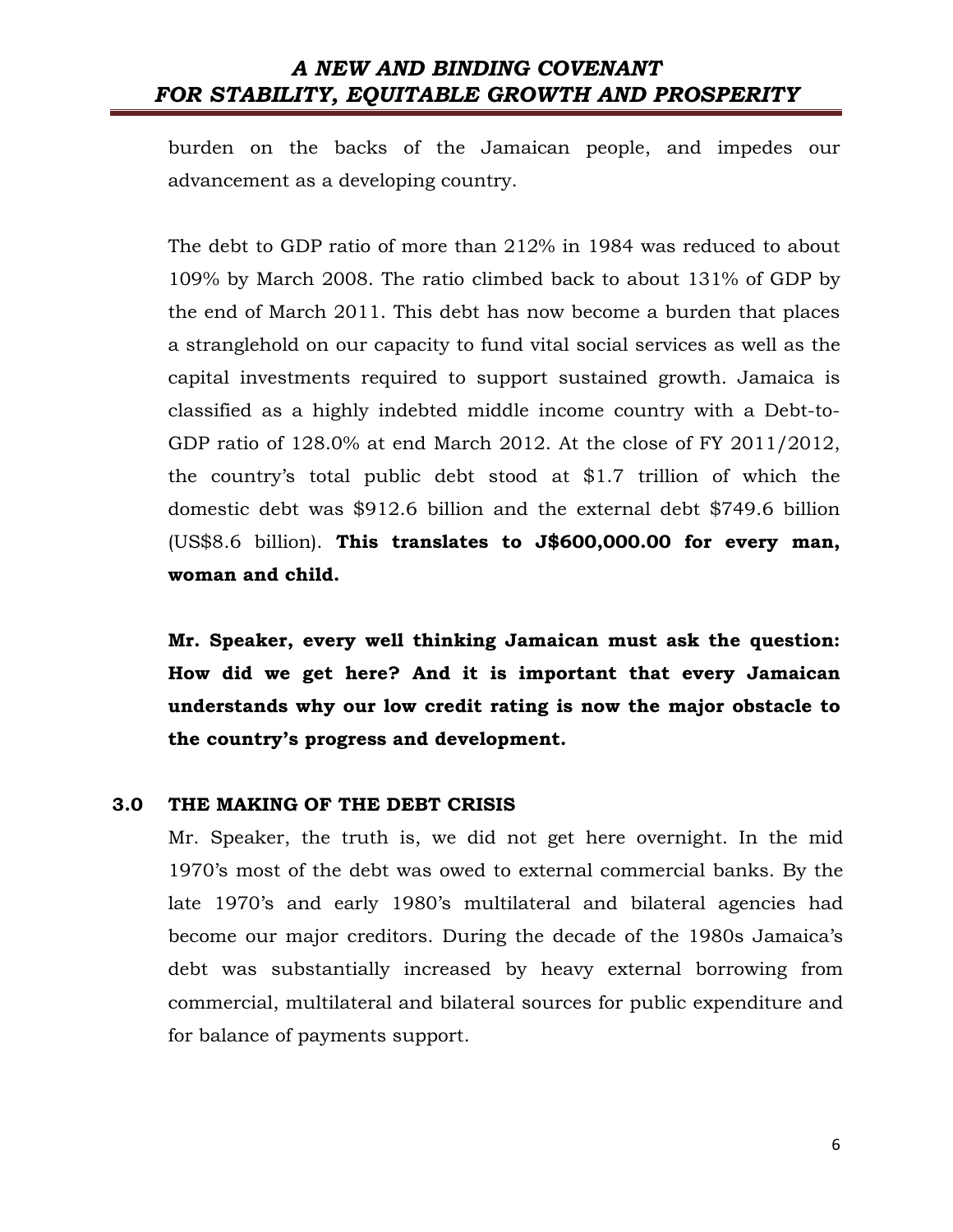burden on the backs of the Jamaican people, and impedes our advancement as a developing country.

The debt to GDP ratio of more than 212% in 1984 was reduced to about 109% by March 2008. The ratio climbed back to about 131% of GDP by the end of March 2011. This debt has now become a burden that places a stranglehold on our capacity to fund vital social services as well as the capital investments required to support sustained growth. Jamaica is classified as a highly indebted middle income country with a Debt-to-GDP ratio of 128.0% at end March 2012. At the close of FY 2011/2012, the country's total public debt stood at $1.7 trillion of which the domestic debt was $912.6 billion and the external debt $749.6 billion (US$8.6 billion). **This translates to J$600,000.00 for every man, woman and child.**

**Mr. Speaker, every well thinking Jamaican must ask the question: How did we get here? And it is important that every Jamaican understands why our low credit rating is now the major obstacle to the country's progress and development.**

## 3.0 THE MAKING OF THE DEBT CRISIS

Mr. Speaker, the truth is, we did not get here overnight. In the mid 1970's most of the debt was owed to external commercial banks. By the late 1970's and early 1980's multilateral and bilateral agencies had become our major creditors. During the decade of the 1980s Jamaica's debt was substantially increased by heavy external borrowing from commercial, multilateral and bilateral sources for public expenditure and for balance of payments support.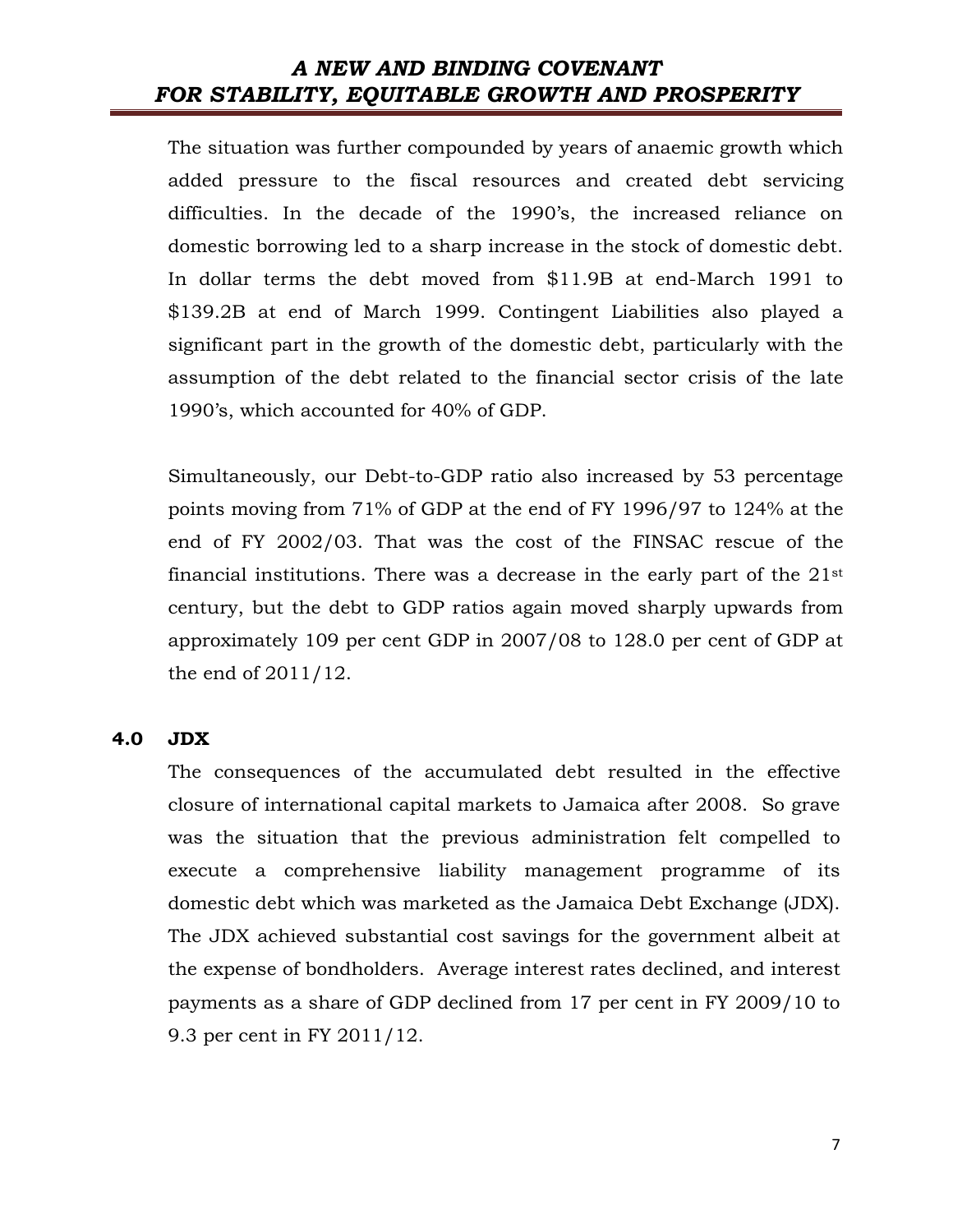The situation was further compounded by years of anaemic growth which added pressure to the fiscal resources and created debt servicing difficulties. In the decade of the 1990's, the increased reliance on domestic borrowing led to a sharp increase in the stock of domestic debt. In dollar terms the debt moved from $11.9B at end-March 1991 to $139.2B at end of March 1999. Contingent Liabilities also played a significant part in the growth of the domestic debt, particularly with the assumption of the debt related to the financial sector crisis of the late 1990's, which accounted for 40% of GDP.

Simultaneously, our Debt-to-GDP ratio also increased by 53 percentage points moving from 71% of GDP at the end of FY 1996/97 to 124% at the end of FY 2002/03. That was the cost of the FINSAC rescue of the financial institutions. There was a decrease in the early part of the 21st century, but the debt to GDP ratios again moved sharply upwards from approximately 109 per cent GDP in 2007/08 to 128.0 per cent of GDP at the end of 2011/12.

## 4.0 JDX

The consequences of the accumulated debt resulted in the effective closure of international capital markets to Jamaica after 2008. So grave was the situation that the previous administration felt compelled to execute a comprehensive liability management programme of its domestic debt which was marketed as the Jamaica Debt Exchange (JDX). The JDX achieved substantial cost savings for the government albeit at the expense of bondholders. Average interest rates declined, and interest payments as a share of GDP declined from 17 per cent in FY 2009/10 to 9.3 per cent in FY 2011/12.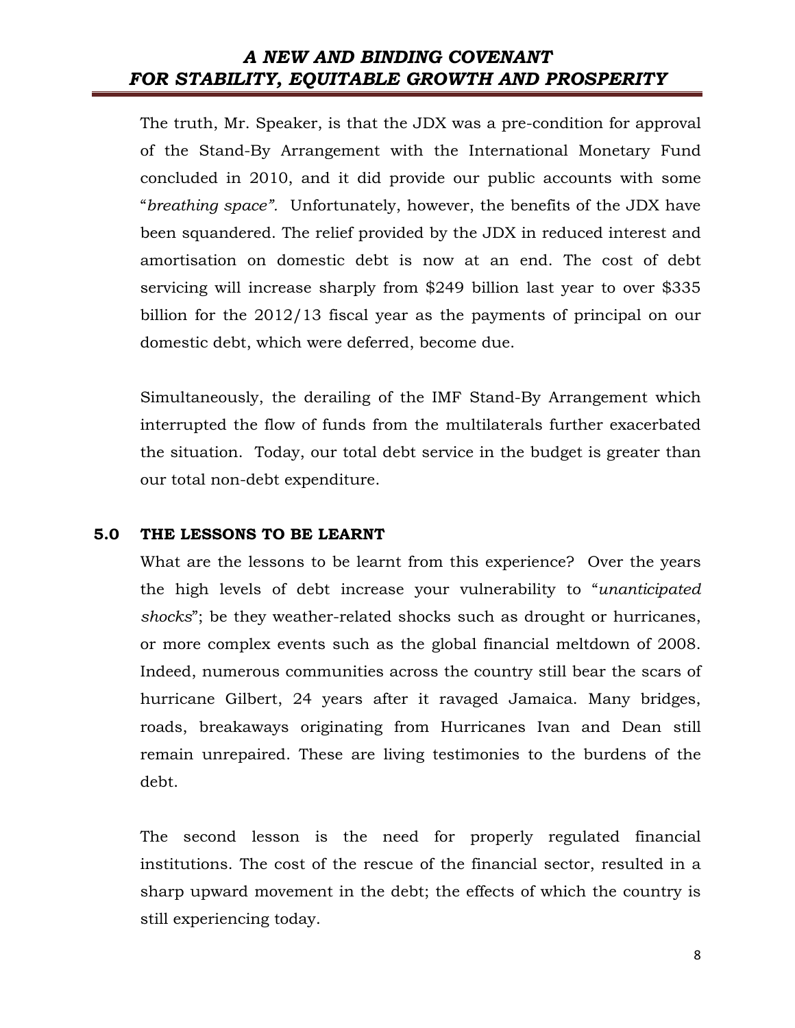The truth, Mr. Speaker, is that the JDX was a pre-condition for approval of the Stand-By Arrangement with the International Monetary Fund concluded in 2010, and it did provide our public accounts with some "*breathing space".* Unfortunately, however, the benefits of the JDX have been squandered. The relief provided by the JDX in reduced interest and amortisation on domestic debt is now at an end. The cost of debt servicing will increase sharply from $249 billion last year to over $335 billion for the 2012/13 fiscal year as the payments of principal on our domestic debt, which were deferred, become due.

Simultaneously, the derailing of the IMF Stand-By Arrangement which interrupted the flow of funds from the multilaterals further exacerbated the situation. Today, our total debt service in the budget is greater than our total non-debt expenditure.

## 5.0 THE LESSONS TO BE LEARNT

What are the lessons to be learnt from this experience? Over the years the high levels of debt increase your vulnerability to "*unanticipated shocks*"; be they weather-related shocks such as drought or hurricanes, or more complex events such as the global financial meltdown of 2008. Indeed, numerous communities across the country still bear the scars of hurricane Gilbert, 24 years after it ravaged Jamaica. Many bridges, roads, breakaways originating from Hurricanes Ivan and Dean still remain unrepaired. These are living testimonies to the burdens of the debt.

The second lesson is the need for properly regulated financial institutions. The cost of the rescue of the financial sector, resulted in a sharp upward movement in the debt; the effects of which the country is still experiencing today.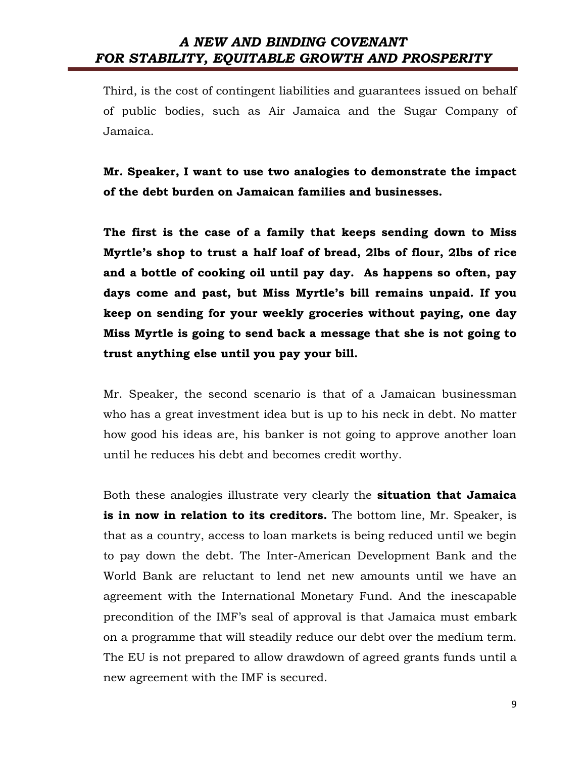Third, is the cost of contingent liabilities and guarantees issued on behalf of public bodies, such as Air Jamaica and the Sugar Company of Jamaica.

**Mr. Speaker, I want to use two analogies to demonstrate the impact of the debt burden on Jamaican families and businesses.**

**The first is the case of a family that keeps sending down to Miss Myrtle's shop to trust a half loaf of bread, 2lbs of flour, 2lbs of rice and a bottle of cooking oil until pay day. As happens so often, pay days come and past, but Miss Myrtle's bill remains unpaid. If you keep on sending for your weekly groceries without paying, one day Miss Myrtle is going to send back a message that she is not going to trust anything else until you pay your bill.**

Mr. Speaker, the second scenario is that of a Jamaican businessman who has a great investment idea but is up to his neck in debt. No matter how good his ideas are, his banker is not going to approve another loan until he reduces his debt and becomes credit worthy.

Both these analogies illustrate very clearly the **situation that Jamaica is in now in relation to its creditors.** The bottom line, Mr. Speaker, is that as a country, access to loan markets is being reduced until we begin to pay down the debt. The Inter-American Development Bank and the World Bank are reluctant to lend net new amounts until we have an agreement with the International Monetary Fund. And the inescapable precondition of the IMF's seal of approval is that Jamaica must embark on a programme that will steadily reduce our debt over the medium term. The EU is not prepared to allow drawdown of agreed grants funds until a new agreement with the IMF is secured.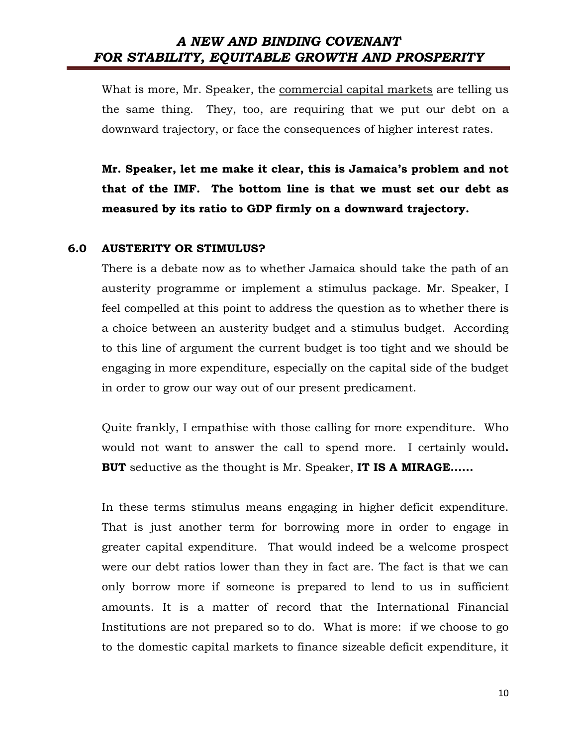What is more, Mr. Speaker, the <u>commercial capital markets</u> are telling us the same thing. They, too, are requiring that we put our debt on a downward trajectory, or face the consequences of higher interest rates.

**Mr. Speaker, let me make it clear, this is Jamaica's problem and not that of the IMF. The bottom line is that we must set our debt as measured by its ratio to GDP firmly on a downward trajectory.**

## 6.0 AUSTERITY OR STIMULUS?

There is a debate now as to whether Jamaica should take the path of an austerity programme or implement a stimulus package. Mr. Speaker, I feel compelled at this point to address the question as to whether there is a choice between an austerity budget and a stimulus budget. According to this line of argument the current budget is too tight and we should be engaging in more expenditure, especially on the capital side of the budget in order to grow our way out of our present predicament.

Quite frankly, I empathise with those calling for more expenditure. Who would not want to answer the call to spend more. I certainly would**. BUT** seductive as the thought is Mr. Speaker, **IT IS A MIRAGE……**

In these terms stimulus means engaging in higher deficit expenditure. That is just another term for borrowing more in order to engage in greater capital expenditure. That would indeed be a welcome prospect were our debt ratios lower than they in fact are. The fact is that we can only borrow more if someone is prepared to lend to us in sufficient amounts. It is a matter of record that the International Financial Institutions are not prepared so to do. What is more: if we choose to go to the domestic capital markets to finance sizeable deficit expenditure, it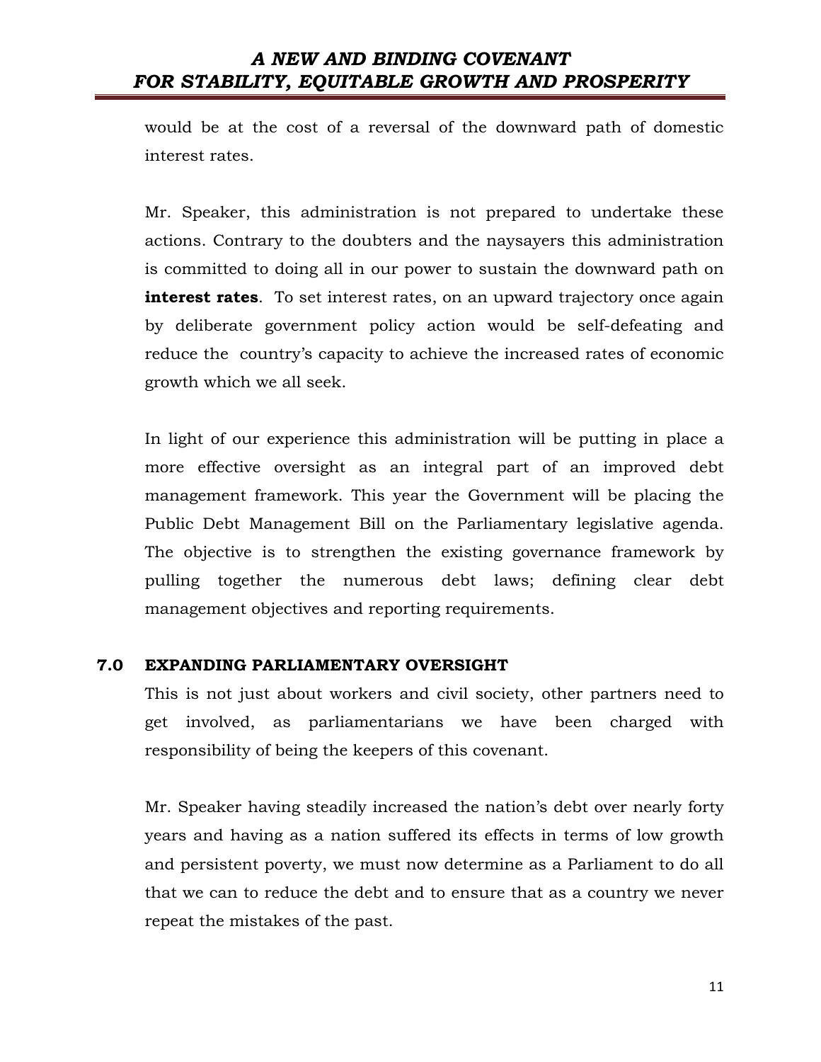would be at the cost of a reversal of the downward path of domestic interest rates.

Mr. Speaker, this administration is not prepared to undertake these actions. Contrary to the doubters and the naysayers this administration is committed to doing all in our power to sustain the downward path on **interest rates**. To set interest rates, on an upward trajectory once again by deliberate government policy action would be self-defeating and reduce the country's capacity to achieve the increased rates of economic growth which we all seek.

In light of our experience this administration will be putting in place a more effective oversight as an integral part of an improved debt management framework. This year the Government will be placing the Public Debt Management Bill on the Parliamentary legislative agenda. The objective is to strengthen the existing governance framework by pulling together the numerous debt laws; defining clear debt management objectives and reporting requirements.

## 7.0 EXPANDING PARLIAMENTARY OVERSIGHT

This is not just about workers and civil society, other partners need to get involved, as parliamentarians we have been charged with responsibility of being the keepers of this covenant.

Mr. Speaker having steadily increased the nation's debt over nearly forty years and having as a nation suffered its effects in terms of low growth and persistent poverty, we must now determine as a Parliament to do all that we can to reduce the debt and to ensure that as a country we never repeat the mistakes of the past.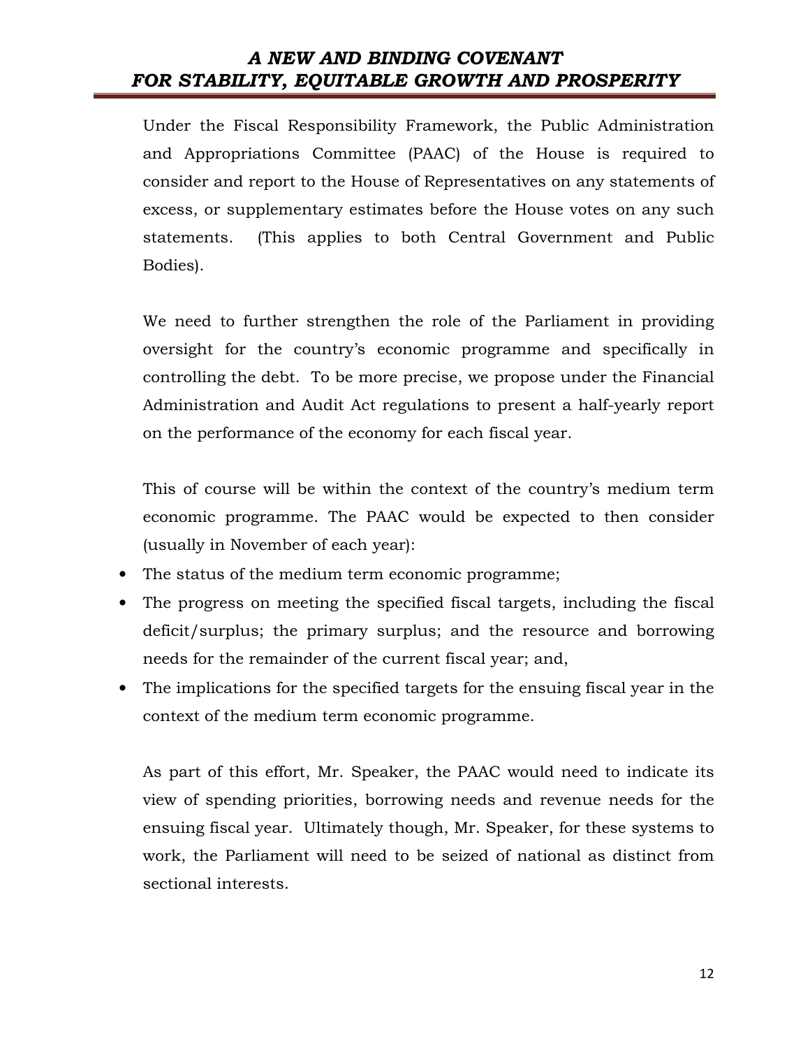Under the Fiscal Responsibility Framework, the Public Administration and Appropriations Committee (PAAC) of the House is required to consider and report to the House of Representatives on any statements of excess, or supplementary estimates before the House votes on any such statements. (This applies to both Central Government and Public Bodies).

We need to further strengthen the role of the Parliament in providing oversight for the country's economic programme and specifically in controlling the debt. To be more precise, we propose under the Financial Administration and Audit Act regulations to present a half-yearly report on the performance of the economy for each fiscal year.

This of course will be within the context of the country's medium term economic programme. The PAAC would be expected to then consider (usually in November of each year):

- The status of the medium term economic programme;
- The progress on meeting the specified fiscal targets, including the fiscal deficit/surplus; the primary surplus; and the resource and borrowing needs for the remainder of the current fiscal year; and,
- The implications for the specified targets for the ensuing fiscal year in the context of the medium term economic programme.

As part of this effort, Mr. Speaker, the PAAC would need to indicate its view of spending priorities, borrowing needs and revenue needs for the ensuing fiscal year. Ultimately though, Mr. Speaker, for these systems to work, the Parliament will need to be seized of national as distinct from sectional interests.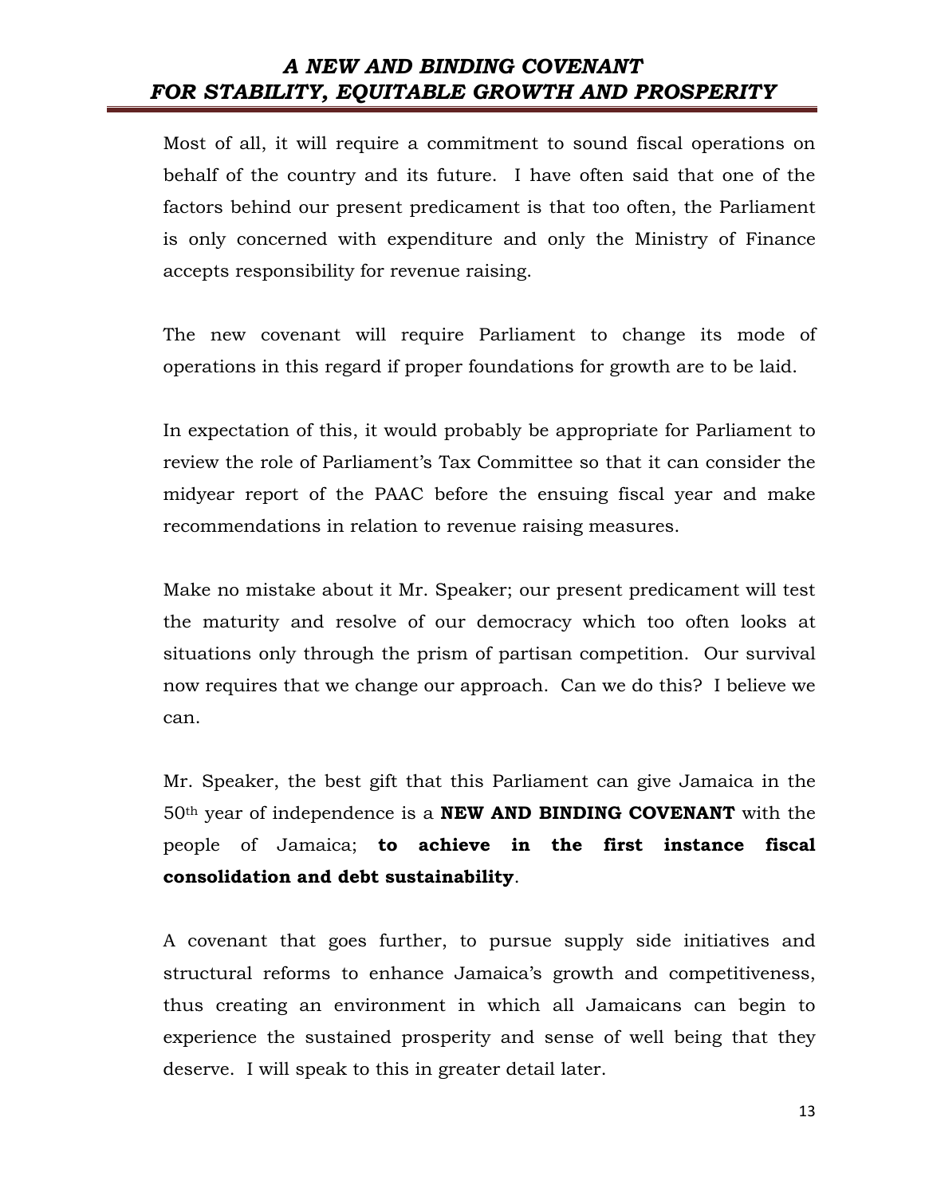Most of all, it will require a commitment to sound fiscal operations on behalf of the country and its future. I have often said that one of the factors behind our present predicament is that too often, the Parliament is only concerned with expenditure and only the Ministry of Finance accepts responsibility for revenue raising.

The new covenant will require Parliament to change its mode of operations in this regard if proper foundations for growth are to be laid.

In expectation of this, it would probably be appropriate for Parliament to review the role of Parliament's Tax Committee so that it can consider the midyear report of the PAAC before the ensuing fiscal year and make recommendations in relation to revenue raising measures.

Make no mistake about it Mr. Speaker; our present predicament will test the maturity and resolve of our democracy which too often looks at situations only through the prism of partisan competition. Our survival now requires that we change our approach. Can we do this? I believe we can.

Mr. Speaker, the best gift that this Parliament can give Jamaica in the 50th year of independence is a **NEW AND BINDING COVENANT** with the people of Jamaica; **to achieve in the first instance fiscal consolidation and debt sustainability**.

A covenant that goes further, to pursue supply side initiatives and structural reforms to enhance Jamaica's growth and competitiveness, thus creating an environment in which all Jamaicans can begin to experience the sustained prosperity and sense of well being that they deserve. I will speak to this in greater detail later.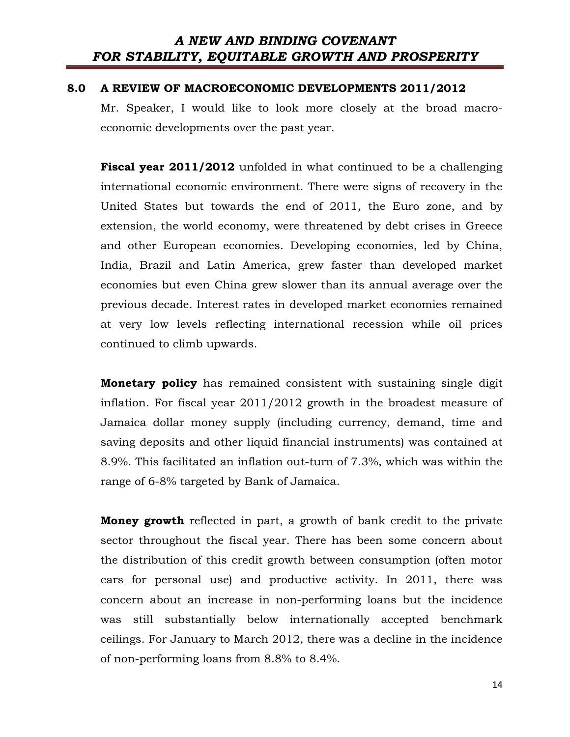## 8.0 A REVIEW OF MACROECONOMIC DEVELOPMENTS 2011/2012

Mr. Speaker, I would like to look more closely at the broad macro-economic developments over the past year.

**Fiscal year 2011/2012** unfolded in what continued to be a challenging international economic environment. There were signs of recovery in the United States but towards the end of 2011, the Euro zone, and by extension, the world economy, were threatened by debt crises in Greece and other European economies. Developing economies, led by China, India, Brazil and Latin America, grew faster than developed market economies but even China grew slower than its annual average over the previous decade. Interest rates in developed market economies remained at very low levels reflecting international recession while oil prices continued to climb upwards.

**Monetary policy** has remained consistent with sustaining single digit inflation. For fiscal year 2011/2012 growth in the broadest measure of Jamaica dollar money supply (including currency, demand, time and saving deposits and other liquid financial instruments) was contained at 8.9%. This facilitated an inflation out-turn of 7.3%, which was within the range of 6-8% targeted by Bank of Jamaica.

**Money growth** reflected in part, a growth of bank credit to the private sector throughout the fiscal year. There has been some concern about the distribution of this credit growth between consumption (often motor cars for personal use) and productive activity. In 2011, there was concern about an increase in non-performing loans but the incidence was still substantially below internationally accepted benchmark ceilings. For January to March 2012, there was a decline in the incidence of non-performing loans from 8.8% to 8.4%.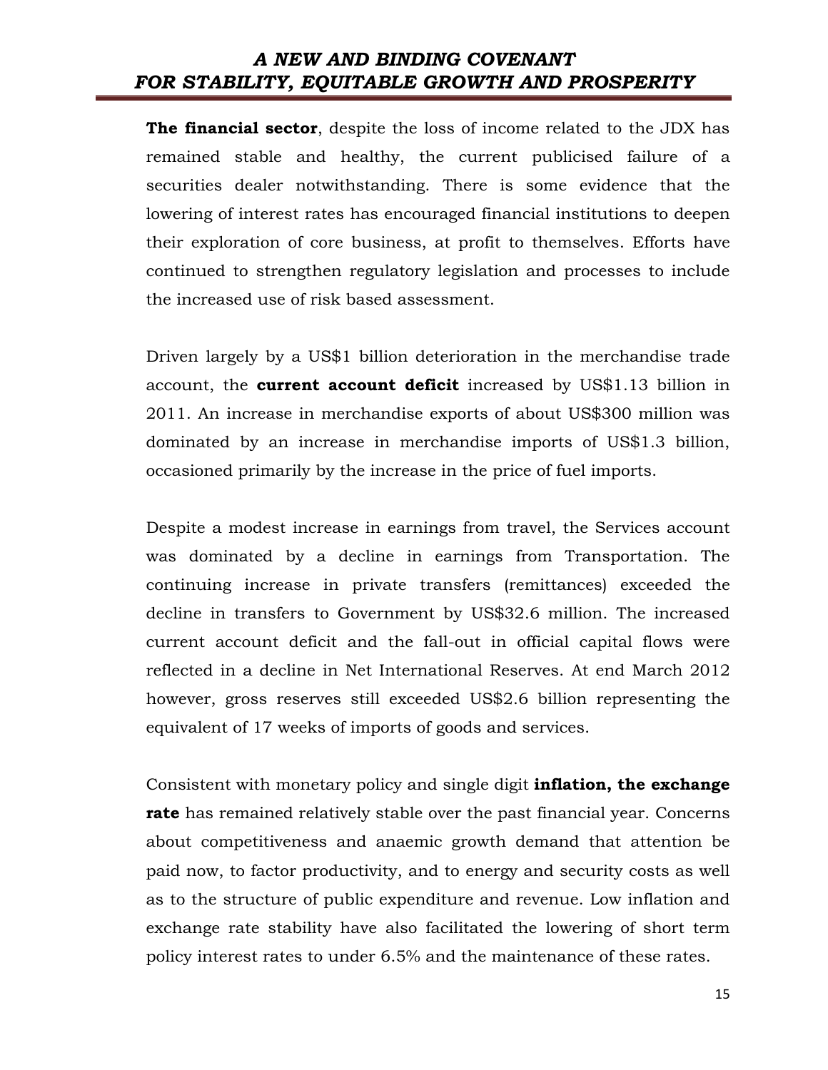**The financial sector**, despite the loss of income related to the JDX has remained stable and healthy, the current publicised failure of a securities dealer notwithstanding. There is some evidence that the lowering of interest rates has encouraged financial institutions to deepen their exploration of core business, at profit to themselves. Efforts have continued to strengthen regulatory legislation and processes to include the increased use of risk based assessment.

Driven largely by a US$1 billion deterioration in the merchandise trade account, the **current account deficit** increased by US$1.13 billion in 2011. An increase in merchandise exports of about US$300 million was dominated by an increase in merchandise imports of US$1.3 billion, occasioned primarily by the increase in the price of fuel imports.

Despite a modest increase in earnings from travel, the Services account was dominated by a decline in earnings from Transportation. The continuing increase in private transfers (remittances) exceeded the decline in transfers to Government by US$32.6 million. The increased current account deficit and the fall-out in official capital flows were reflected in a decline in Net International Reserves. At end March 2012 however, gross reserves still exceeded US$2.6 billion representing the equivalent of 17 weeks of imports of goods and services.

Consistent with monetary policy and single digit **inflation, the exchange rate** has remained relatively stable over the past financial year. Concerns about competitiveness and anaemic growth demand that attention be paid now, to factor productivity, and to energy and security costs as well as to the structure of public expenditure and revenue. Low inflation and exchange rate stability have also facilitated the lowering of short term policy interest rates to under 6.5% and the maintenance of these rates.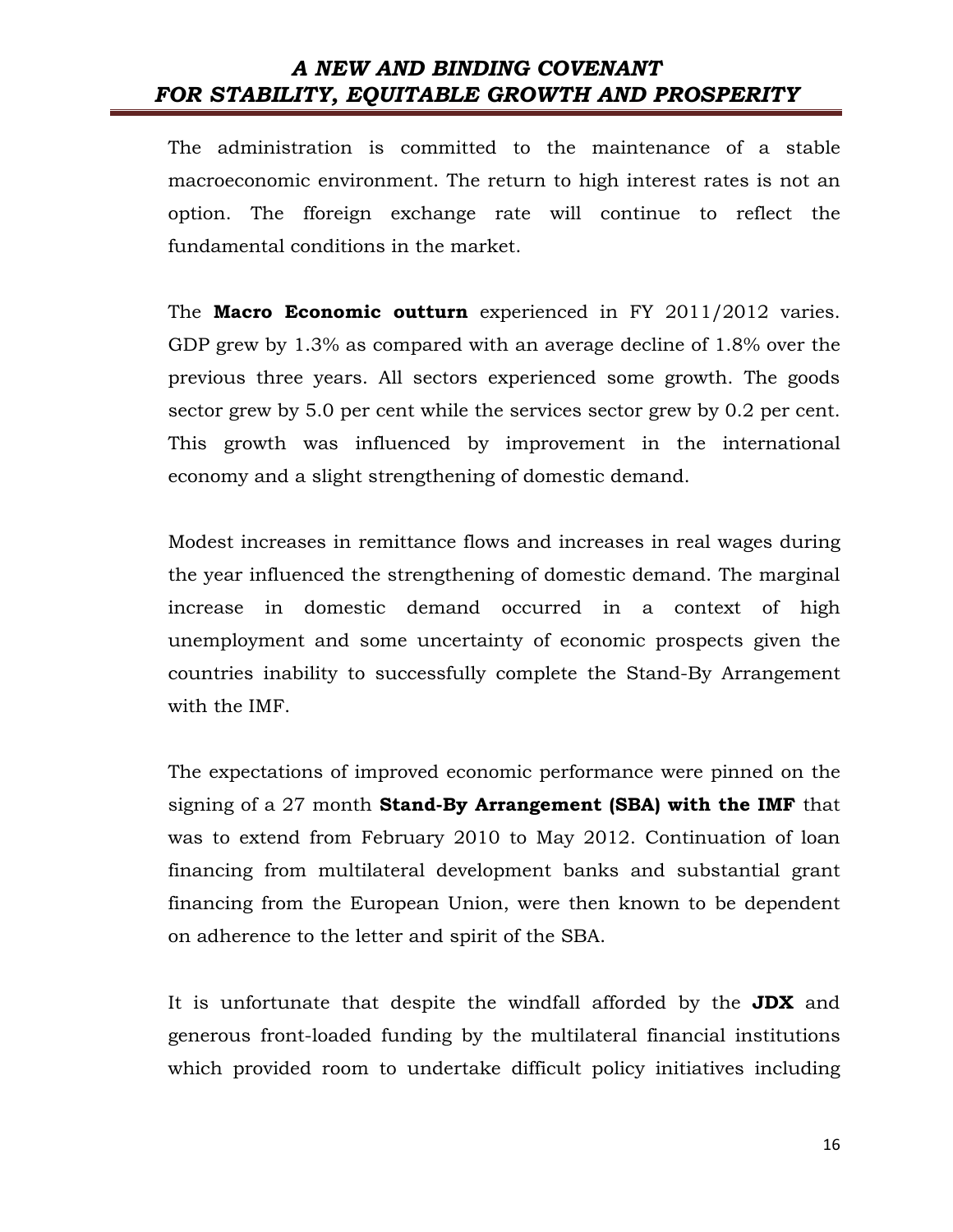The administration is committed to the maintenance of a stable macroeconomic environment. The return to high interest rates is not an option. The fforeign exchange rate will continue to reflect the fundamental conditions in the market.

The **Macro Economic outturn** experienced in FY 2011/2012 varies. GDP grew by 1.3% as compared with an average decline of 1.8% over the previous three years. All sectors experienced some growth. The goods sector grew by 5.0 per cent while the services sector grew by 0.2 per cent. This growth was influenced by improvement in the international economy and a slight strengthening of domestic demand.

Modest increases in remittance flows and increases in real wages during the year influenced the strengthening of domestic demand. The marginal increase in domestic demand occurred in a context of high unemployment and some uncertainty of economic prospects given the countries inability to successfully complete the Stand-By Arrangement with the IMF.

The expectations of improved economic performance were pinned on the signing of a 27 month **Stand-By Arrangement (SBA) with the IMF** that was to extend from February 2010 to May 2012. Continuation of loan financing from multilateral development banks and substantial grant financing from the European Union, were then known to be dependent on adherence to the letter and spirit of the SBA.

It is unfortunate that despite the windfall afforded by the **JDX** and generous front-loaded funding by the multilateral financial institutions which provided room to undertake difficult policy initiatives including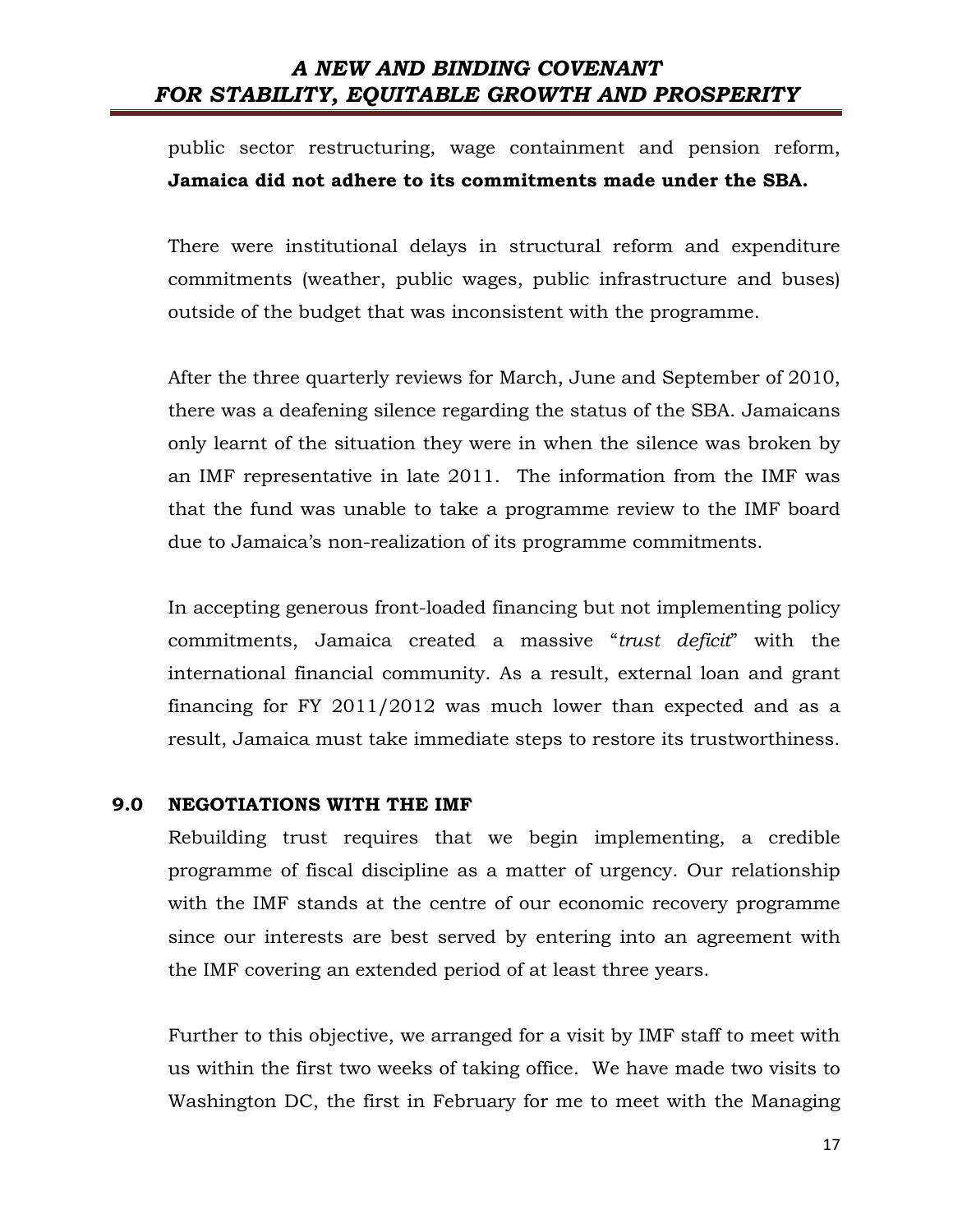public sector restructuring, wage containment and pension reform, **Jamaica did not adhere to its commitments made under the SBA.**

There were institutional delays in structural reform and expenditure commitments (weather, public wages, public infrastructure and buses) outside of the budget that was inconsistent with the programme.

After the three quarterly reviews for March, June and September of 2010, there was a deafening silence regarding the status of the SBA. Jamaicans only learnt of the situation they were in when the silence was broken by an IMF representative in late 2011. The information from the IMF was that the fund was unable to take a programme review to the IMF board due to Jamaica's non-realization of its programme commitments.

In accepting generous front-loaded financing but not implementing policy commitments, Jamaica created a massive "*trust deficit*" with the international financial community. As a result, external loan and grant financing for FY 2011/2012 was much lower than expected and as a result, Jamaica must take immediate steps to restore its trustworthiness.

## 9.0 NEGOTIATIONS WITH THE IMF

Rebuilding trust requires that we begin implementing, a credible programme of fiscal discipline as a matter of urgency. Our relationship with the IMF stands at the centre of our economic recovery programme since our interests are best served by entering into an agreement with the IMF covering an extended period of at least three years.

Further to this objective, we arranged for a visit by IMF staff to meet with us within the first two weeks of taking office. We have made two visits to Washington DC, the first in February for me to meet with the Managing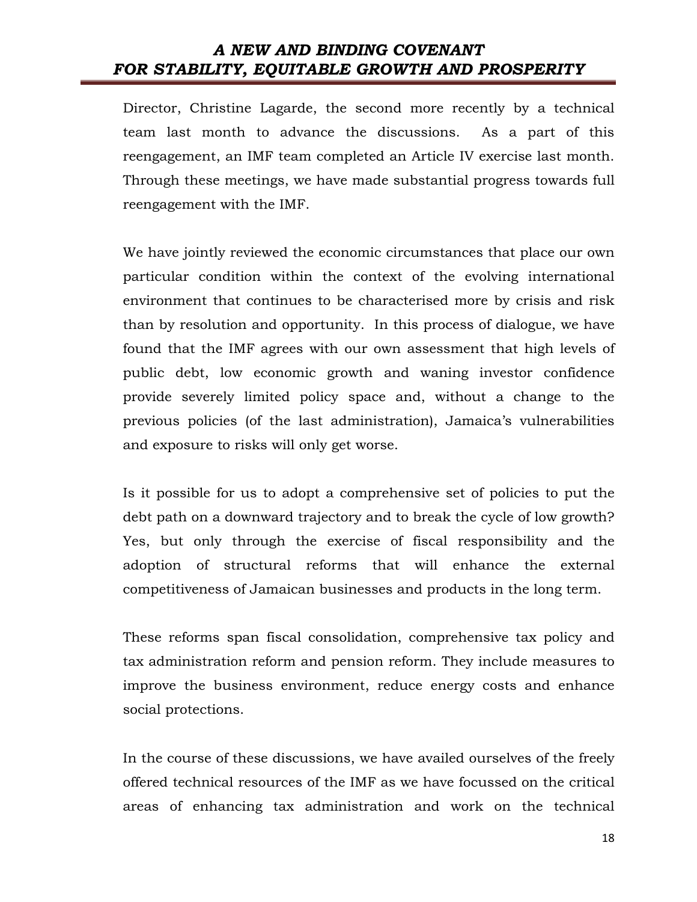Director, Christine Lagarde, the second more recently by a technical team last month to advance the discussions. As a part of this reengagement, an IMF team completed an Article IV exercise last month. Through these meetings, we have made substantial progress towards full reengagement with the IMF.

We have jointly reviewed the economic circumstances that place our own particular condition within the context of the evolving international environment that continues to be characterised more by crisis and risk than by resolution and opportunity. In this process of dialogue, we have found that the IMF agrees with our own assessment that high levels of public debt, low economic growth and waning investor confidence provide severely limited policy space and, without a change to the previous policies (of the last administration), Jamaica's vulnerabilities and exposure to risks will only get worse.

Is it possible for us to adopt a comprehensive set of policies to put the debt path on a downward trajectory and to break the cycle of low growth? Yes, but only through the exercise of fiscal responsibility and the adoption of structural reforms that will enhance the external competitiveness of Jamaican businesses and products in the long term.

These reforms span fiscal consolidation, comprehensive tax policy and tax administration reform and pension reform. They include measures to improve the business environment, reduce energy costs and enhance social protections.

In the course of these discussions, we have availed ourselves of the freely offered technical resources of the IMF as we have focussed on the critical areas of enhancing tax administration and work on the technical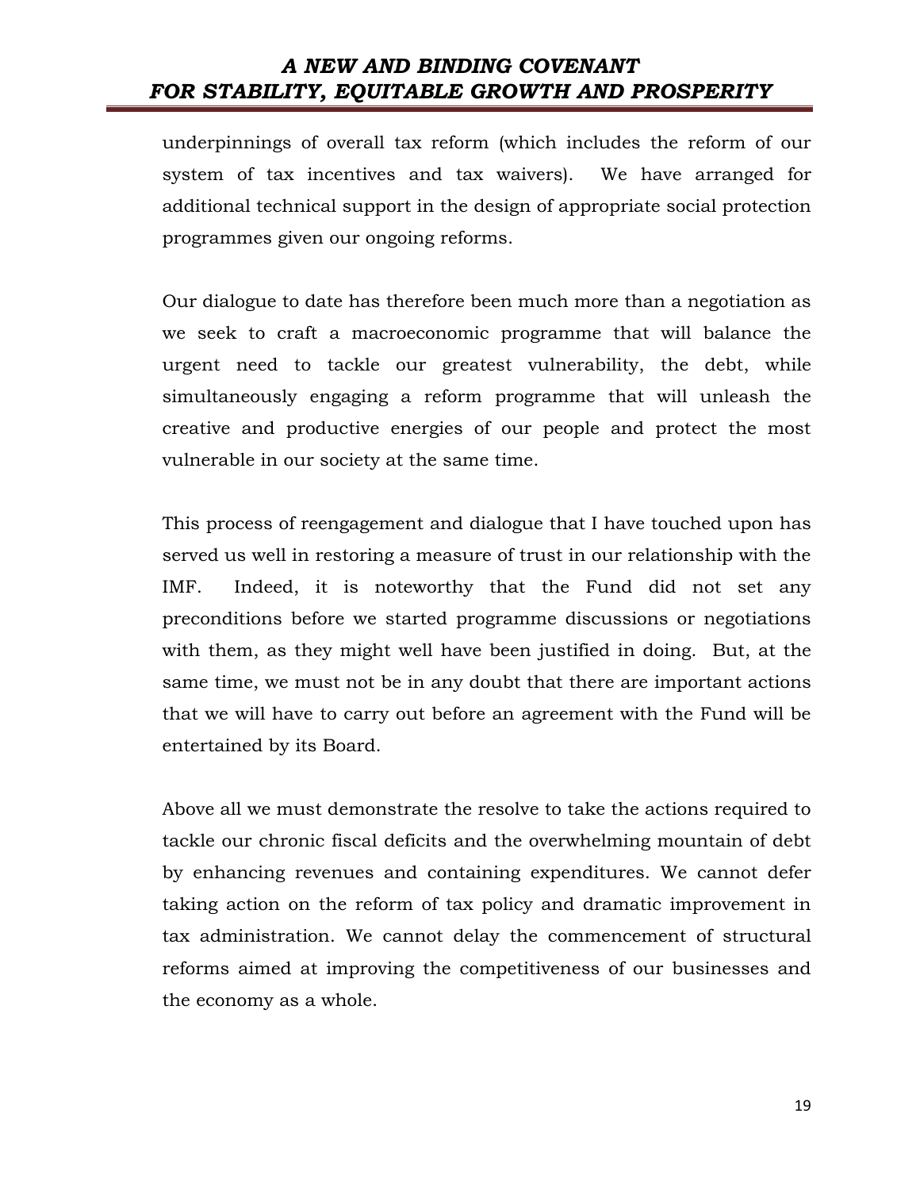underpinnings of overall tax reform (which includes the reform of our system of tax incentives and tax waivers). We have arranged for additional technical support in the design of appropriate social protection programmes given our ongoing reforms.

Our dialogue to date has therefore been much more than a negotiation as we seek to craft a macroeconomic programme that will balance the urgent need to tackle our greatest vulnerability, the debt, while simultaneously engaging a reform programme that will unleash the creative and productive energies of our people and protect the most vulnerable in our society at the same time.

This process of reengagement and dialogue that I have touched upon has served us well in restoring a measure of trust in our relationship with the IMF. Indeed, it is noteworthy that the Fund did not set any preconditions before we started programme discussions or negotiations with them, as they might well have been justified in doing. But, at the same time, we must not be in any doubt that there are important actions that we will have to carry out before an agreement with the Fund will be entertained by its Board.

Above all we must demonstrate the resolve to take the actions required to tackle our chronic fiscal deficits and the overwhelming mountain of debt by enhancing revenues and containing expenditures. We cannot defer taking action on the reform of tax policy and dramatic improvement in tax administration. We cannot delay the commencement of structural reforms aimed at improving the competitiveness of our businesses and the economy as a whole.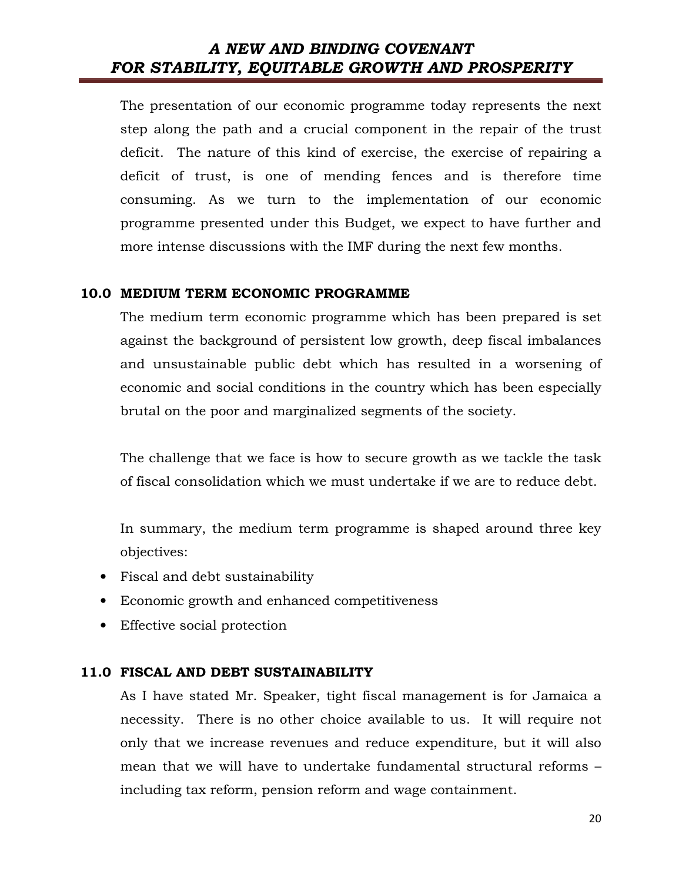The presentation of our economic programme today represents the next step along the path and a crucial component in the repair of the trust deficit. The nature of this kind of exercise, the exercise of repairing a deficit of trust, is one of mending fences and is therefore time consuming. As we turn to the implementation of our economic programme presented under this Budget, we expect to have further and more intense discussions with the IMF during the next few months.

## 10.0 MEDIUM TERM ECONOMIC PROGRAMME

The medium term economic programme which has been prepared is set against the background of persistent low growth, deep fiscal imbalances and unsustainable public debt which has resulted in a worsening of economic and social conditions in the country which has been especially brutal on the poor and marginalized segments of the society.

The challenge that we face is how to secure growth as we tackle the task of fiscal consolidation which we must undertake if we are to reduce debt.

In summary, the medium term programme is shaped around three key objectives:

- Fiscal and debt sustainability
- Economic growth and enhanced competitiveness
- Effective social protection

## 11.0 FISCAL AND DEBT SUSTAINABILITY

As I have stated Mr. Speaker, tight fiscal management is for Jamaica a necessity. There is no other choice available to us. It will require not only that we increase revenues and reduce expenditure, but it will also mean that we will have to undertake fundamental structural reforms – including tax reform, pension reform and wage containment.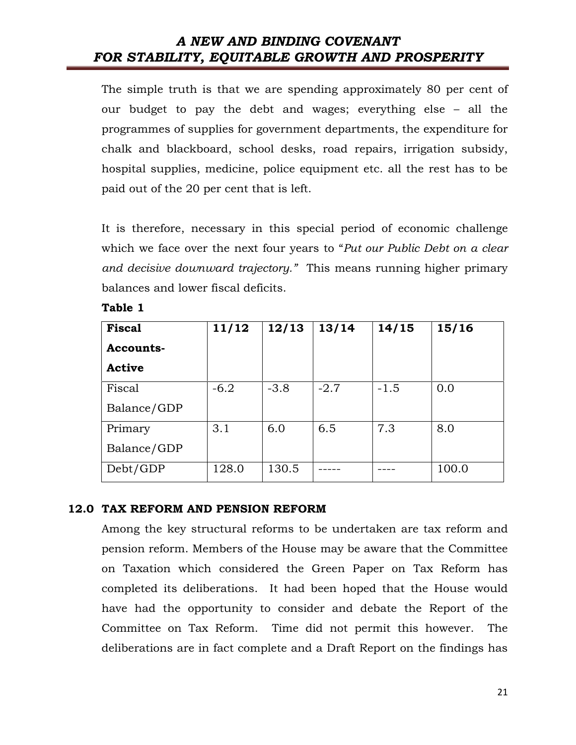The simple truth is that we are spending approximately 80 per cent of our budget to pay the debt and wages; everything else – all the programmes of supplies for government departments, the expenditure for chalk and blackboard, school desks, road repairs, irrigation subsidy, hospital supplies, medicine, police equipment etc. all the rest has to be paid out of the 20 per cent that is left.

It is therefore, necessary in this special period of economic challenge which we face over the next four years to "*Put our Public Debt on a clear and decisive downward trajectory."* This means running higher primary balances and lower fiscal deficits.

**Table 1**

| **Fiscal Accounts-Active** | **11/12** | **12/13** | **13/14** | **14/15** | **15/16** |
|---|---|---|---|---|---|
| Fiscal Balance/GDP | -6.2 | -3.8 | -2.7 | -1.5 | 0.0 |
| Primary Balance/GDP | 3.1 | 6.0 | 6.5 | 7.3 | 8.0 |
| Debt/GDP | 128.0 | 130.5 | ----- | ---- | 100.0 |

## 12.0 TAX REFORM AND PENSION REFORM

Among the key structural reforms to be undertaken are tax reform and pension reform. Members of the House may be aware that the Committee on Taxation which considered the Green Paper on Tax Reform has completed its deliberations. It had been hoped that the House would have had the opportunity to consider and debate the Report of the Committee on Tax Reform. Time did not permit this however. The deliberations are in fact complete and a Draft Report on the findings has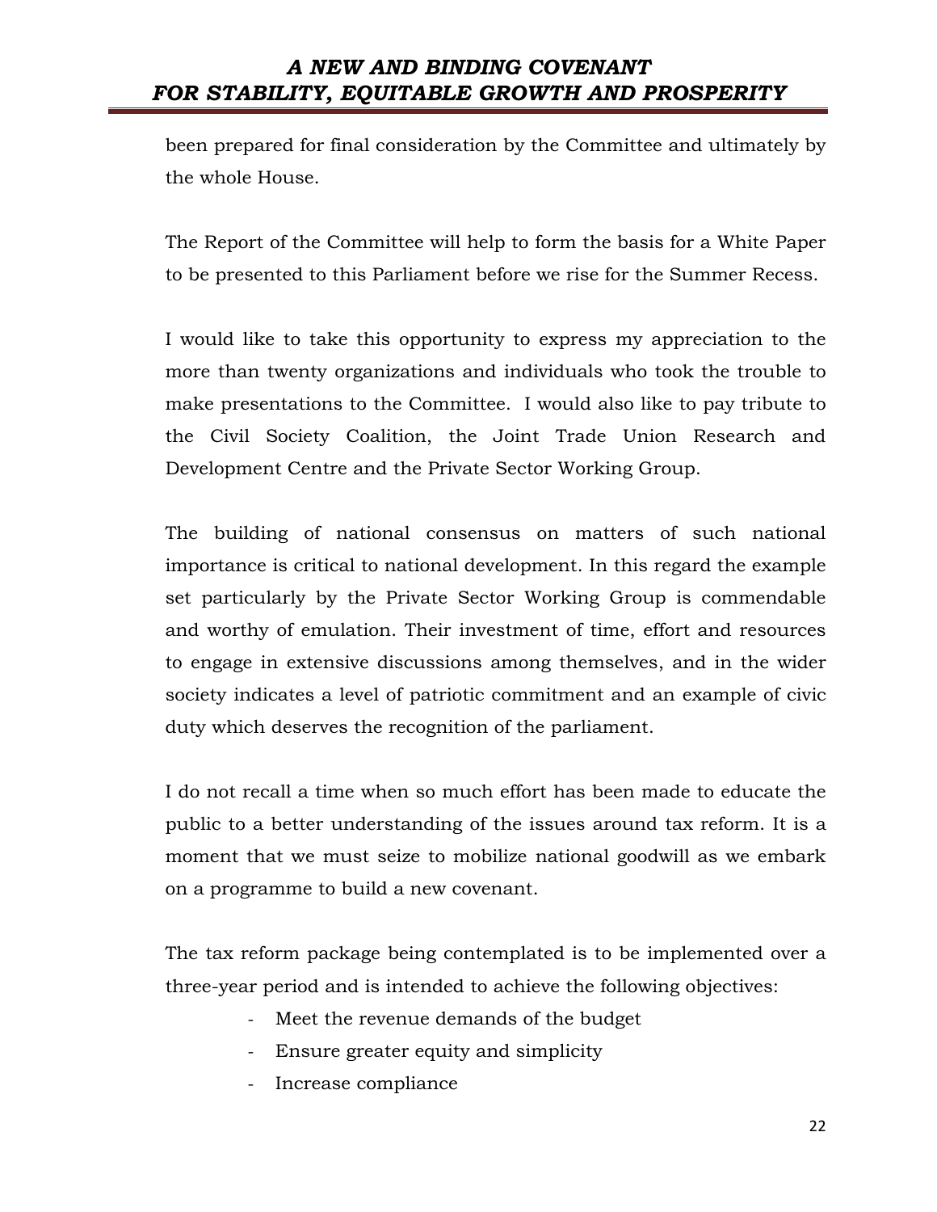been prepared for final consideration by the Committee and ultimately by the whole House.

The Report of the Committee will help to form the basis for a White Paper to be presented to this Parliament before we rise for the Summer Recess.

I would like to take this opportunity to express my appreciation to the more than twenty organizations and individuals who took the trouble to make presentations to the Committee. I would also like to pay tribute to the Civil Society Coalition, the Joint Trade Union Research and Development Centre and the Private Sector Working Group.

The building of national consensus on matters of such national importance is critical to national development. In this regard the example set particularly by the Private Sector Working Group is commendable and worthy of emulation. Their investment of time, effort and resources to engage in extensive discussions among themselves, and in the wider society indicates a level of patriotic commitment and an example of civic duty which deserves the recognition of the parliament.

I do not recall a time when so much effort has been made to educate the public to a better understanding of the issues around tax reform. It is a moment that we must seize to mobilize national goodwill as we embark on a programme to build a new covenant.

The tax reform package being contemplated is to be implemented over a three-year period and is intended to achieve the following objectives:

- Meet the revenue demands of the budget
- Ensure greater equity and simplicity
- Increase compliance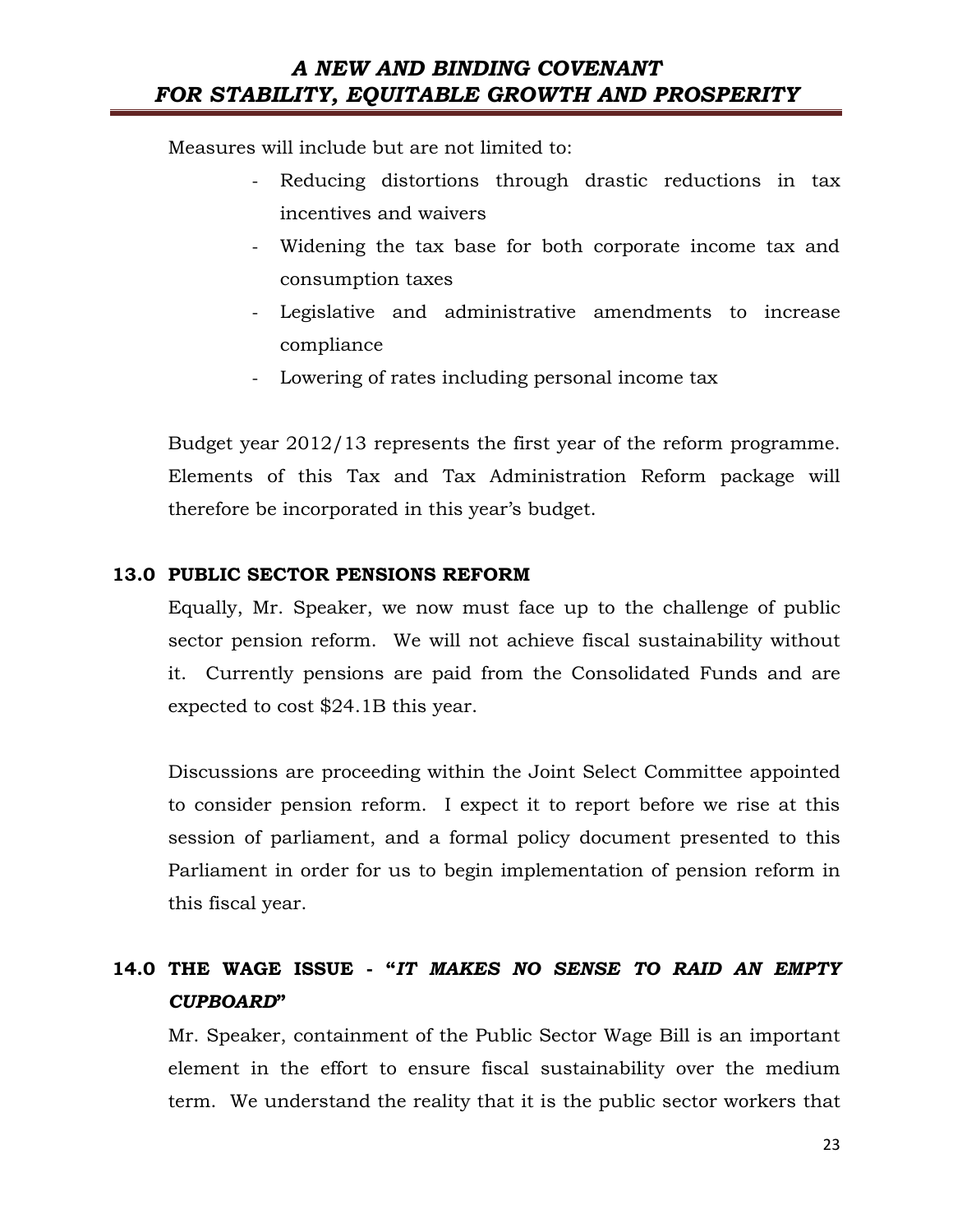Measures will include but are not limited to:

- Reducing distortions through drastic reductions in tax incentives and waivers
- Widening the tax base for both corporate income tax and consumption taxes
- Legislative and administrative amendments to increase compliance
- Lowering of rates including personal income tax

Budget year 2012/13 represents the first year of the reform programme. Elements of this Tax and Tax Administration Reform package will therefore be incorporated in this year's budget.

## 13.0 PUBLIC SECTOR PENSIONS REFORM

Equally, Mr. Speaker, we now must face up to the challenge of public sector pension reform. We will not achieve fiscal sustainability without it. Currently pensions are paid from the Consolidated Funds and are expected to cost $24.1B this year.

Discussions are proceeding within the Joint Select Committee appointed to consider pension reform. I expect it to report before we rise at this session of parliament, and a formal policy document presented to this Parliament in order for us to begin implementation of pension reform in this fiscal year.

## 14.0 THE WAGE ISSUE - "*IT MAKES NO SENSE TO RAID AN EMPTY CUPBOARD*"

Mr. Speaker, containment of the Public Sector Wage Bill is an important element in the effort to ensure fiscal sustainability over the medium term. We understand the reality that it is the public sector workers that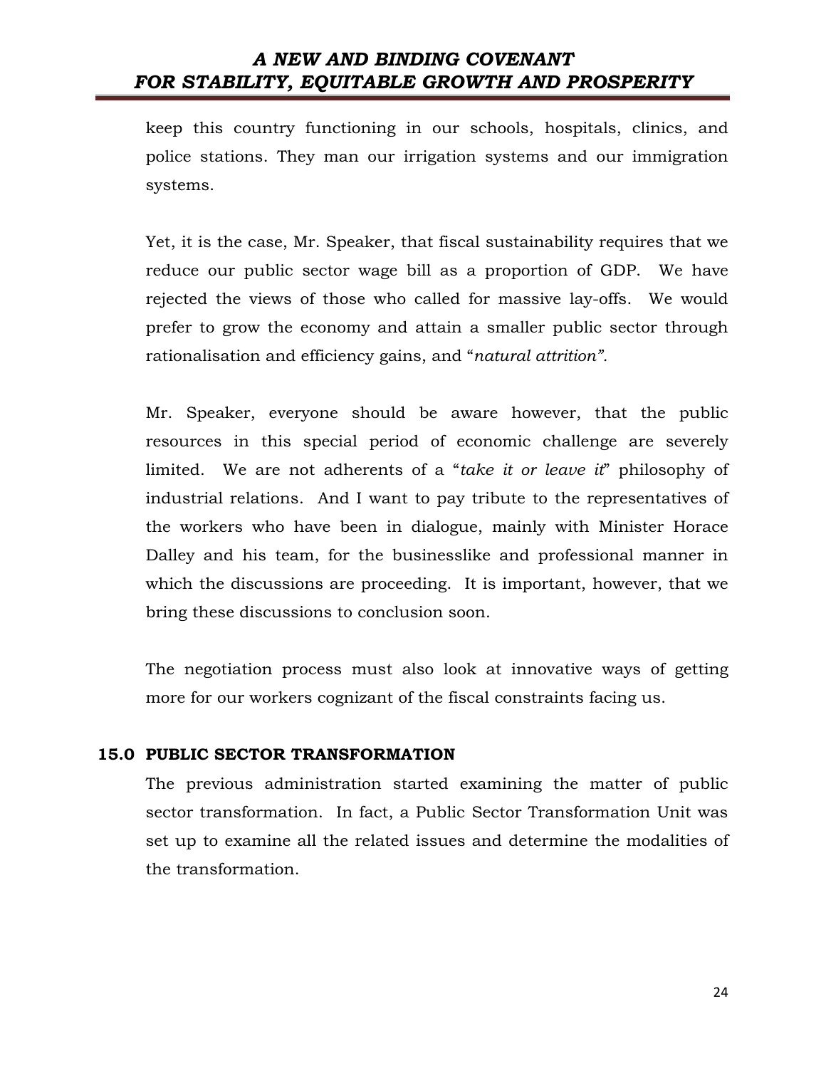keep this country functioning in our schools, hospitals, clinics, and police stations. They man our irrigation systems and our immigration systems.

Yet, it is the case, Mr. Speaker, that fiscal sustainability requires that we reduce our public sector wage bill as a proportion of GDP. We have rejected the views of those who called for massive lay-offs. We would prefer to grow the economy and attain a smaller public sector through rationalisation and efficiency gains, and "*natural attrition*".

Mr. Speaker, everyone should be aware however, that the public resources in this special period of economic challenge are severely limited. We are not adherents of a "*take it or leave it*" philosophy of industrial relations. And I want to pay tribute to the representatives of the workers who have been in dialogue, mainly with Minister Horace Dalley and his team, for the businesslike and professional manner in which the discussions are proceeding. It is important, however, that we bring these discussions to conclusion soon.

The negotiation process must also look at innovative ways of getting more for our workers cognizant of the fiscal constraints facing us.

## 15.0 PUBLIC SECTOR TRANSFORMATION

The previous administration started examining the matter of public sector transformation. In fact, a Public Sector Transformation Unit was set up to examine all the related issues and determine the modalities of the transformation.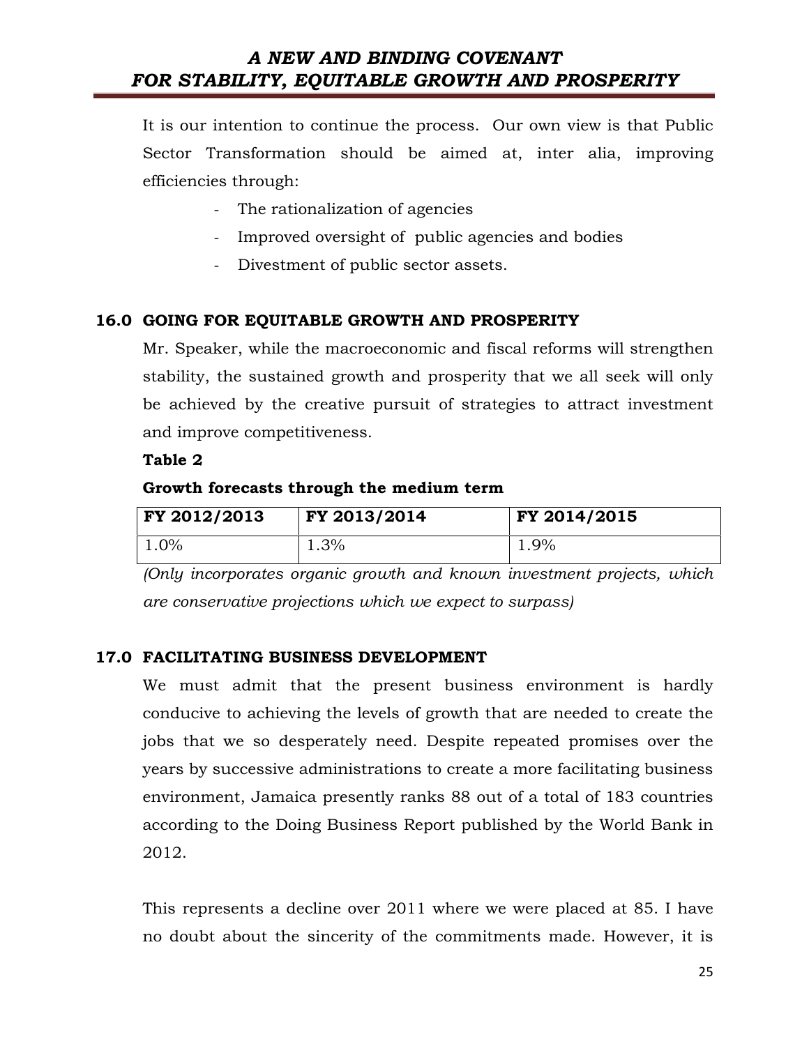It is our intention to continue the process. Our own view is that Public Sector Transformation should be aimed at, inter alia, improving efficiencies through:

- The rationalization of agencies
- Improved oversight of public agencies and bodies
- Divestment of public sector assets.

## 16.0 GOING FOR EQUITABLE GROWTH AND PROSPERITY

Mr. Speaker, while the macroeconomic and fiscal reforms will strengthen stability, the sustained growth and prosperity that we all seek will only be achieved by the creative pursuit of strategies to attract investment and improve competitiveness.

**Table 2**

**Growth forecasts through the medium term**

| FY 2012/2013 | FY 2013/2014 | FY 2014/2015 |
|---|---|---|
| 1.0% | 1.3% | 1.9% |

*(Only incorporates organic growth and known investment projects, which are conservative projections which we expect to surpass)*

## 17.0 FACILITATING BUSINESS DEVELOPMENT

We must admit that the present business environment is hardly conducive to achieving the levels of growth that are needed to create the jobs that we so desperately need. Despite repeated promises over the years by successive administrations to create a more facilitating business environment, Jamaica presently ranks 88 out of a total of 183 countries according to the Doing Business Report published by the World Bank in 2012.

This represents a decline over 2011 where we were placed at 85. I have no doubt about the sincerity of the commitments made. However, it is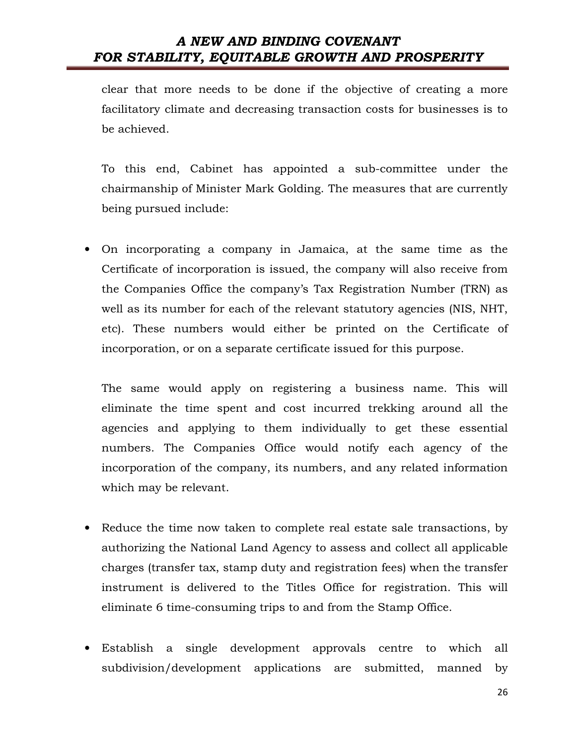clear that more needs to be done if the objective of creating a more facilitatory climate and decreasing transaction costs for businesses is to be achieved.

To this end, Cabinet has appointed a sub-committee under the chairmanship of Minister Mark Golding. The measures that are currently being pursued include:

- On incorporating a company in Jamaica, at the same time as the Certificate of incorporation is issued, the company will also receive from the Companies Office the company's Tax Registration Number (TRN) as well as its number for each of the relevant statutory agencies (NIS, NHT, etc). These numbers would either be printed on the Certificate of incorporation, or on a separate certificate issued for this purpose.

  The same would apply on registering a business name. This will eliminate the time spent and cost incurred trekking around all the agencies and applying to them individually to get these essential numbers. The Companies Office would notify each agency of the incorporation of the company, its numbers, and any related information which may be relevant.

- Reduce the time now taken to complete real estate sale transactions, by authorizing the National Land Agency to assess and collect all applicable charges (transfer tax, stamp duty and registration fees) when the transfer instrument is delivered to the Titles Office for registration. This will eliminate 6 time-consuming trips to and from the Stamp Office.

- Establish a single development approvals centre to which all subdivision/development applications are submitted, manned by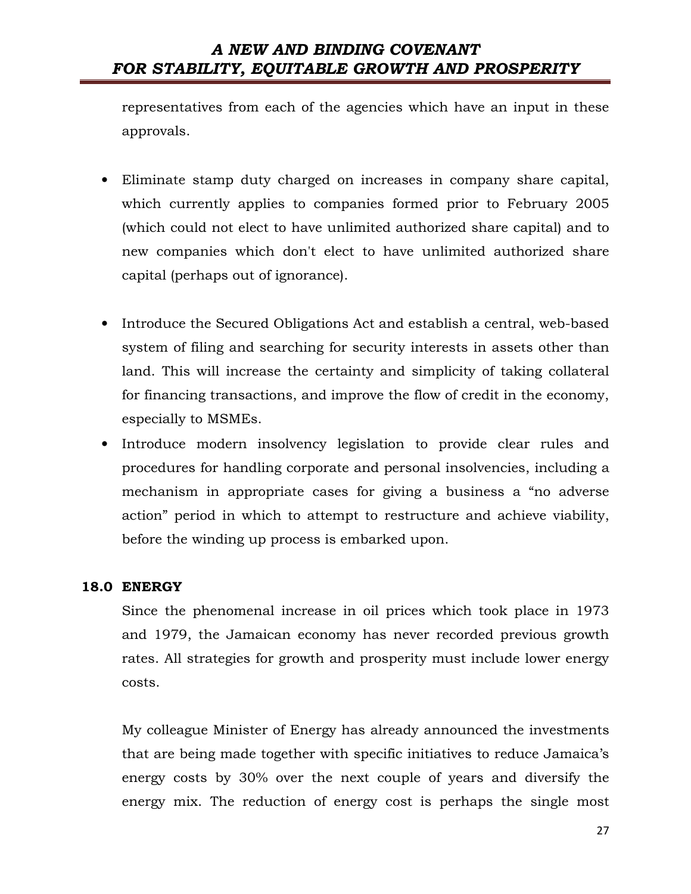representatives from each of the agencies which have an input in these approvals.

- Eliminate stamp duty charged on increases in company share capital, which currently applies to companies formed prior to February 2005 (which could not elect to have unlimited authorized share capital) and to new companies which don't elect to have unlimited authorized share capital (perhaps out of ignorance).

- Introduce the Secured Obligations Act and establish a central, web-based system of filing and searching for security interests in assets other than land. This will increase the certainty and simplicity of taking collateral for financing transactions, and improve the flow of credit in the economy, especially to MSMEs.
- Introduce modern insolvency legislation to provide clear rules and procedures for handling corporate and personal insolvencies, including a mechanism in appropriate cases for giving a business a "no adverse action" period in which to attempt to restructure and achieve viability, before the winding up process is embarked upon.

## 18.0 ENERGY

Since the phenomenal increase in oil prices which took place in 1973 and 1979, the Jamaican economy has never recorded previous growth rates. All strategies for growth and prosperity must include lower energy costs.

My colleague Minister of Energy has already announced the investments that are being made together with specific initiatives to reduce Jamaica's energy costs by 30% over the next couple of years and diversify the energy mix. The reduction of energy cost is perhaps the single most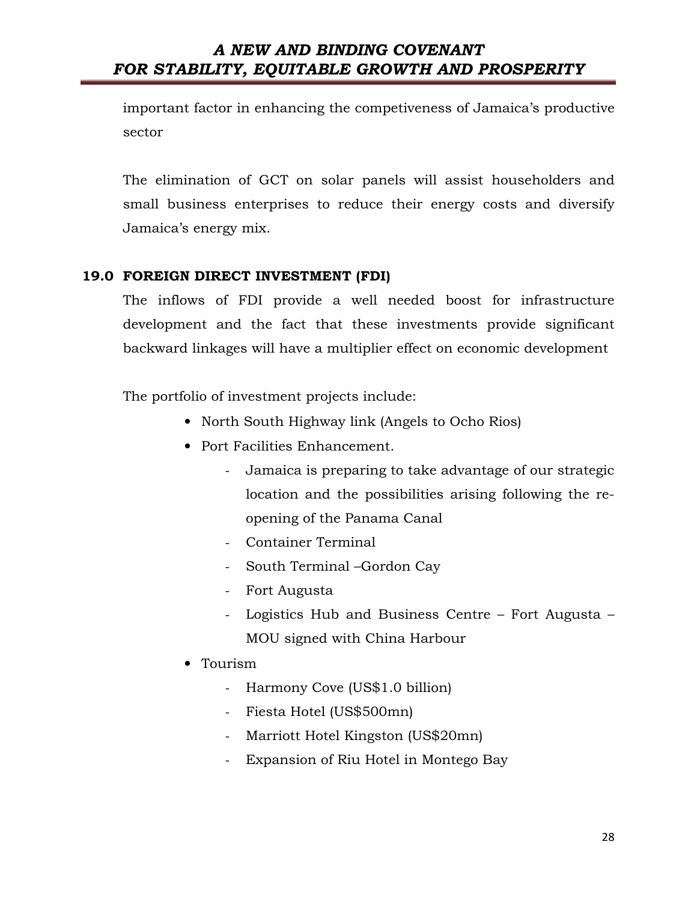important factor in enhancing the competiveness of Jamaica's productive sector

The elimination of GCT on solar panels will assist householders and small business enterprises to reduce their energy costs and diversify Jamaica's energy mix.

## 19.0 FOREIGN DIRECT INVESTMENT (FDI)

The inflows of FDI provide a well needed boost for infrastructure development and the fact that these investments provide significant backward linkages will have a multiplier effect on economic development

The portfolio of investment projects include:

- North South Highway link (Angels to Ocho Rios)
- Port Facilities Enhancement.
  - Jamaica is preparing to take advantage of our strategic location and the possibilities arising following the re-opening of the Panama Canal
  - Container Terminal
  - South Terminal –Gordon Cay
  - Fort Augusta
  - Logistics Hub and Business Centre – Fort Augusta – MOU signed with China Harbour
- Tourism
  - Harmony Cove (US$1.0 billion)
  - Fiesta Hotel (US$500mn)
  - Marriott Hotel Kingston (US$20mn)
  - Expansion of Riu Hotel in Montego Bay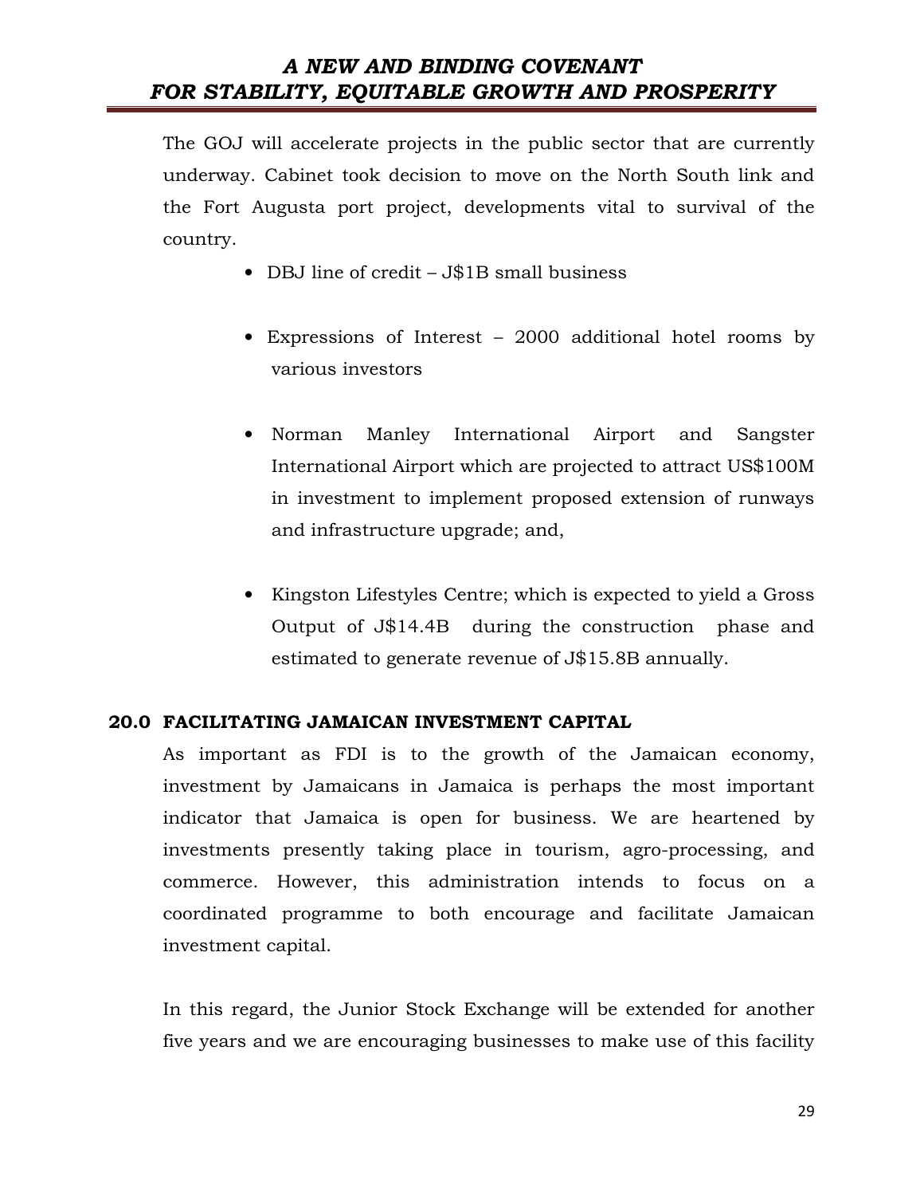The GOJ will accelerate projects in the public sector that are currently underway. Cabinet took decision to move on the North South link and the Fort Augusta port project, developments vital to survival of the country.

- DBJ line of credit – J$1B small business

- Expressions of Interest – 2000 additional hotel rooms by various investors

- Norman Manley International Airport and Sangster International Airport which are projected to attract US$100M in investment to implement proposed extension of runways and infrastructure upgrade; and,

- Kingston Lifestyles Centre; which is expected to yield a Gross Output of J$14.4B during the construction phase and estimated to generate revenue of J$15.8B annually.

## 20.0 FACILITATING JAMAICAN INVESTMENT CAPITAL

As important as FDI is to the growth of the Jamaican economy, investment by Jamaicans in Jamaica is perhaps the most important indicator that Jamaica is open for business. We are heartened by investments presently taking place in tourism, agro-processing, and commerce. However, this administration intends to focus on a coordinated programme to both encourage and facilitate Jamaican investment capital.

In this regard, the Junior Stock Exchange will be extended for another five years and we are encouraging businesses to make use of this facility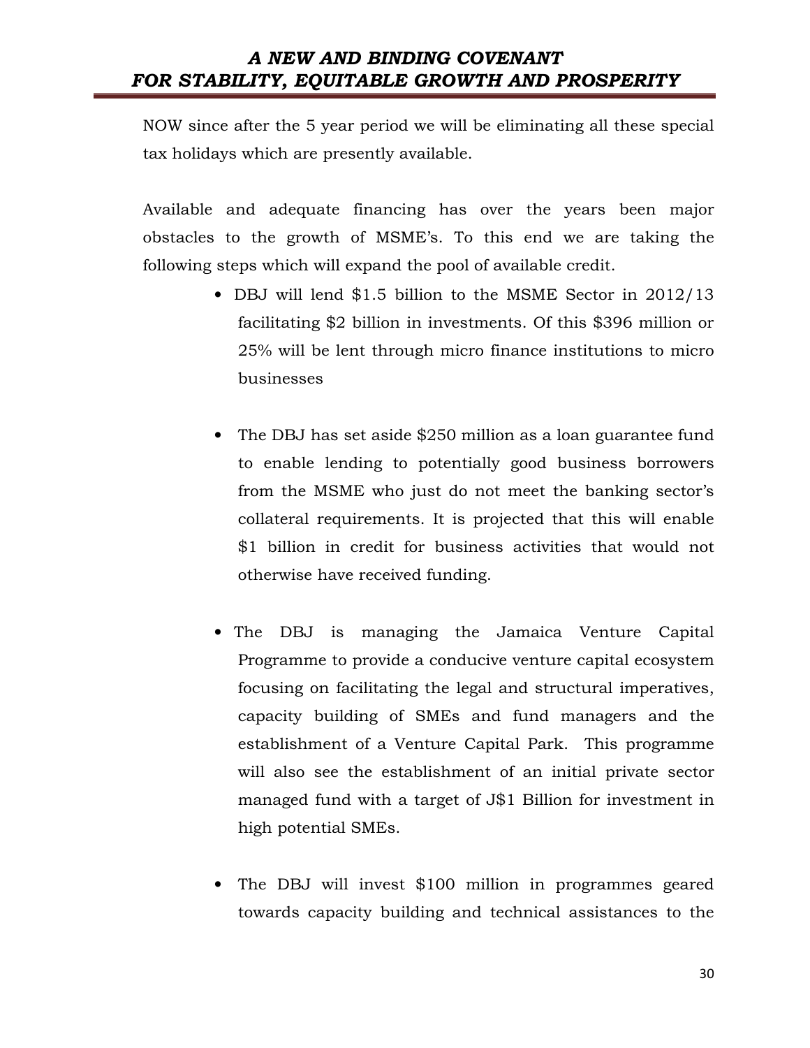NOW since after the 5 year period we will be eliminating all these special tax holidays which are presently available.

Available and adequate financing has over the years been major obstacles to the growth of MSME's. To this end we are taking the following steps which will expand the pool of available credit.

- DBJ will lend $1.5 billion to the MSME Sector in 2012/13 facilitating $2 billion in investments. Of this $396 million or 25% will be lent through micro finance institutions to micro businesses

- The DBJ has set aside $250 million as a loan guarantee fund to enable lending to potentially good business borrowers from the MSME who just do not meet the banking sector's collateral requirements. It is projected that this will enable $1 billion in credit for business activities that would not otherwise have received funding.

- The DBJ is managing the Jamaica Venture Capital Programme to provide a conducive venture capital ecosystem focusing on facilitating the legal and structural imperatives, capacity building of SMEs and fund managers and the establishment of a Venture Capital Park. This programme will also see the establishment of an initial private sector managed fund with a target of J$1 Billion for investment in high potential SMEs.

- The DBJ will invest $100 million in programmes geared towards capacity building and technical assistances to the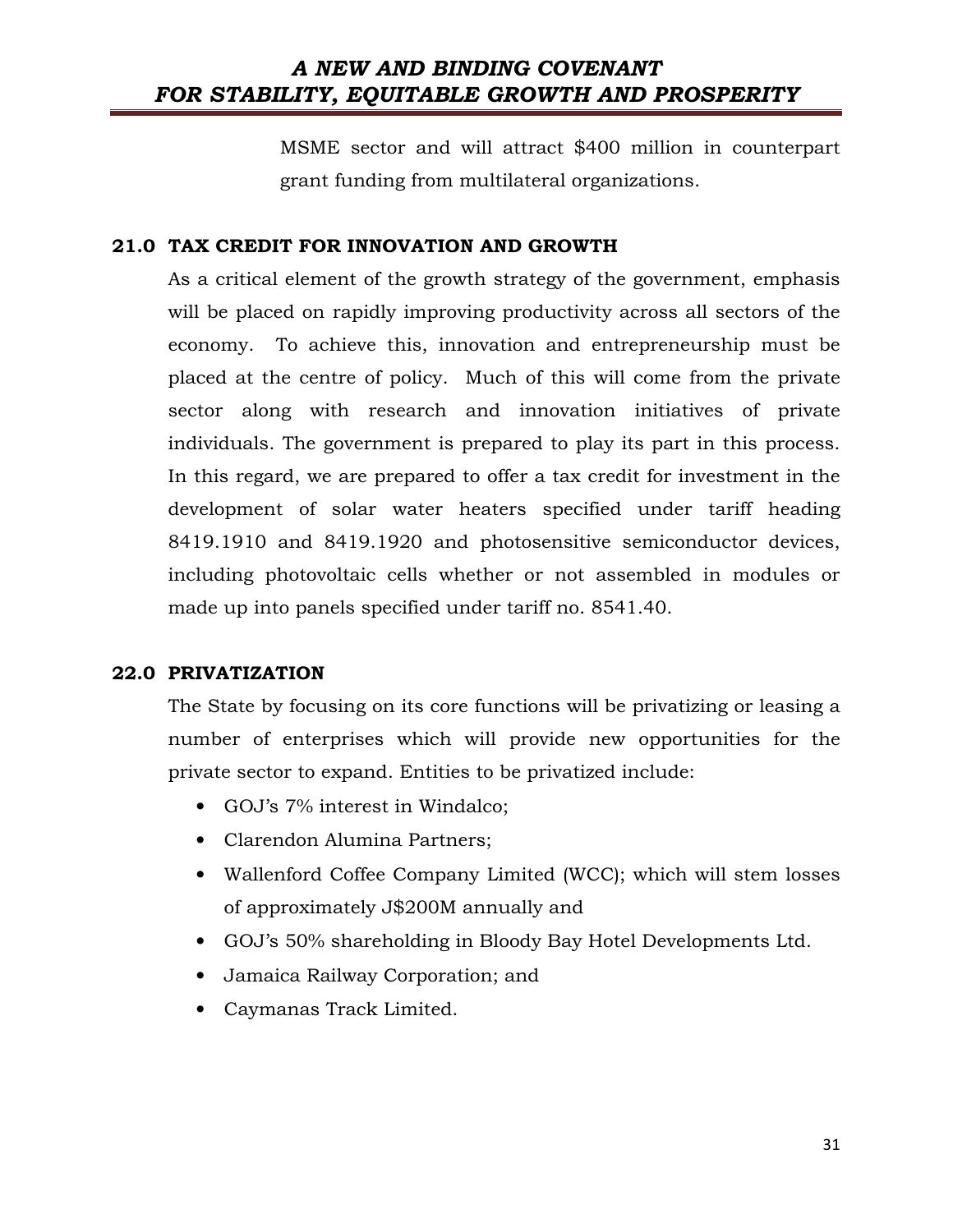MSME sector and will attract $400 million in counterpart grant funding from multilateral organizations.

## 21.0 TAX CREDIT FOR INNOVATION AND GROWTH

As a critical element of the growth strategy of the government, emphasis will be placed on rapidly improving productivity across all sectors of the economy. To achieve this, innovation and entrepreneurship must be placed at the centre of policy. Much of this will come from the private sector along with research and innovation initiatives of private individuals. The government is prepared to play its part in this process. In this regard, we are prepared to offer a tax credit for investment in the development of solar water heaters specified under tariff heading 8419.1910 and 8419.1920 and photosensitive semiconductor devices, including photovoltaic cells whether or not assembled in modules or made up into panels specified under tariff no. 8541.40.

## 22.0 PRIVATIZATION

The State by focusing on its core functions will be privatizing or leasing a number of enterprises which will provide new opportunities for the private sector to expand. Entities to be privatized include:

- GOJ's 7% interest in Windalco;
- Clarendon Alumina Partners;
- Wallenford Coffee Company Limited (WCC); which will stem losses of approximately J$200M annually and
- GOJ's 50% shareholding in Bloody Bay Hotel Developments Ltd.
- Jamaica Railway Corporation; and
- Caymanas Track Limited.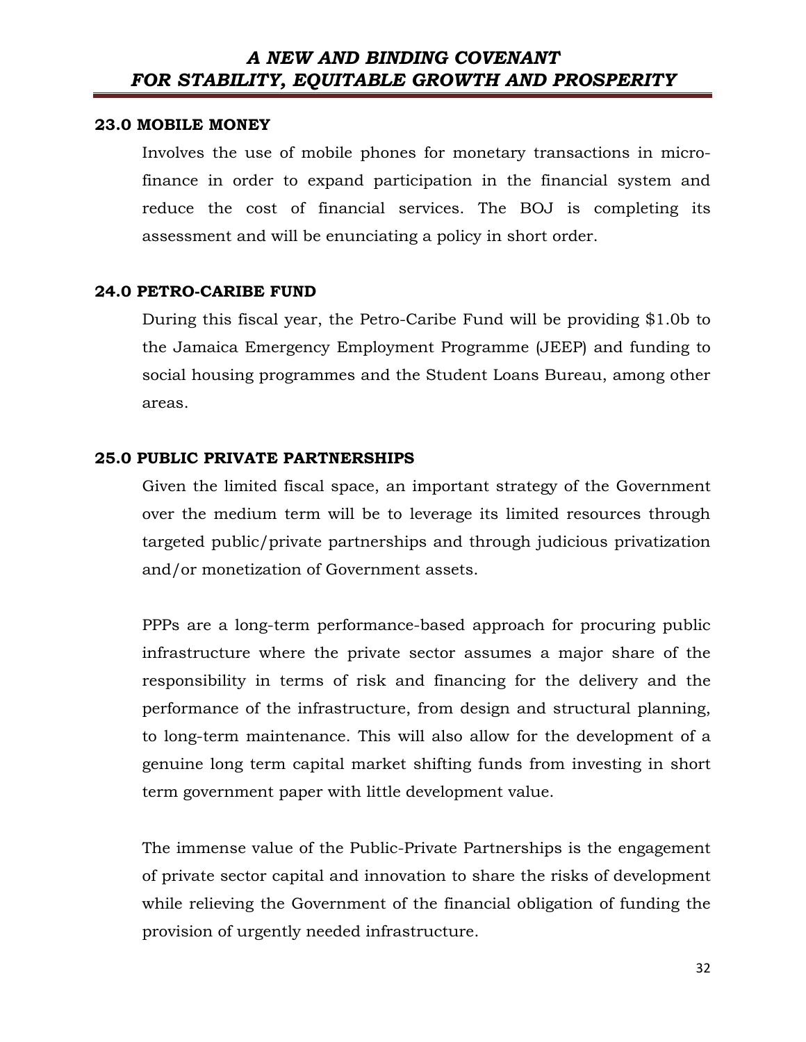## 23.0 MOBILE MONEY

Involves the use of mobile phones for monetary transactions in micro-finance in order to expand participation in the financial system and reduce the cost of financial services. The BOJ is completing its assessment and will be enunciating a policy in short order.

## 24.0 PETRO-CARIBE FUND

During this fiscal year, the Petro-Caribe Fund will be providing $1.0b to the Jamaica Emergency Employment Programme (JEEP) and funding to social housing programmes and the Student Loans Bureau, among other areas.

## 25.0 PUBLIC PRIVATE PARTNERSHIPS

Given the limited fiscal space, an important strategy of the Government over the medium term will be to leverage its limited resources through targeted public/private partnerships and through judicious privatization and/or monetization of Government assets.

PPPs are a long-term performance-based approach for procuring public infrastructure where the private sector assumes a major share of the responsibility in terms of risk and financing for the delivery and the performance of the infrastructure, from design and structural planning, to long-term maintenance. This will also allow for the development of a genuine long term capital market shifting funds from investing in short term government paper with little development value.

The immense value of the Public-Private Partnerships is the engagement of private sector capital and innovation to share the risks of development while relieving the Government of the financial obligation of funding the provision of urgently needed infrastructure.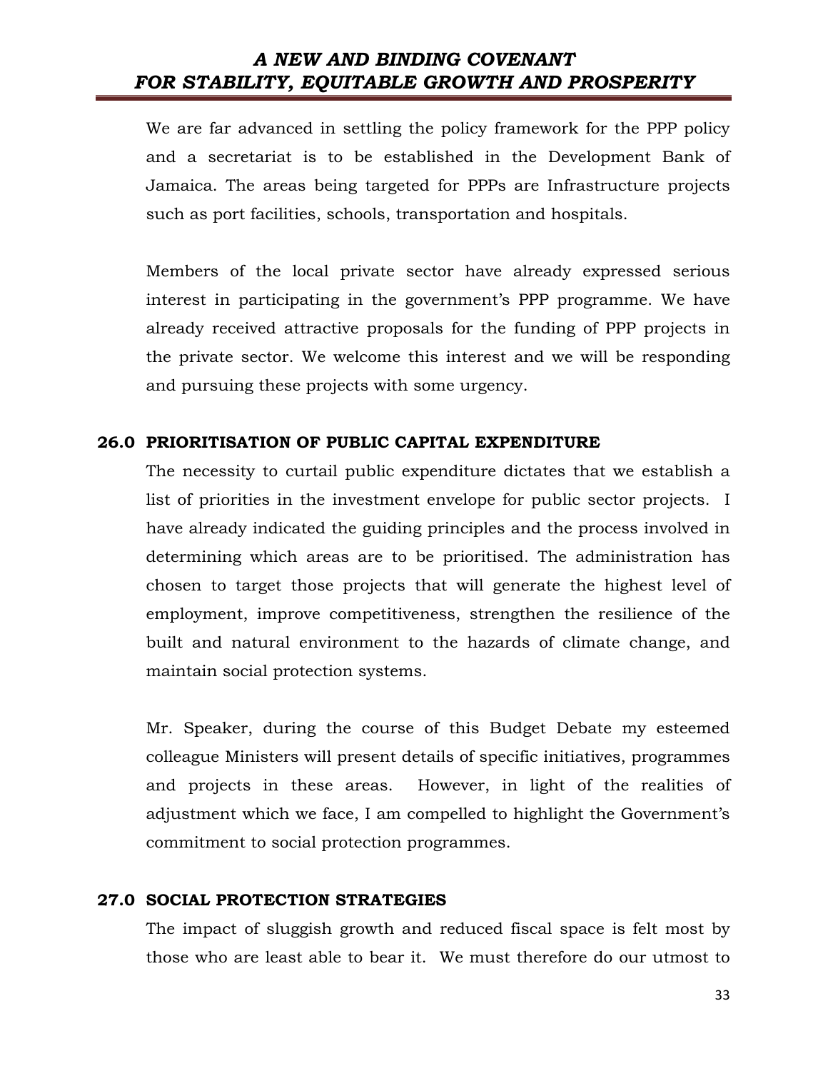We are far advanced in settling the policy framework for the PPP policy and a secretariat is to be established in the Development Bank of Jamaica. The areas being targeted for PPPs are Infrastructure projects such as port facilities, schools, transportation and hospitals.

Members of the local private sector have already expressed serious interest in participating in the government's PPP programme. We have already received attractive proposals for the funding of PPP projects in the private sector. We welcome this interest and we will be responding and pursuing these projects with some urgency.

## 26.0 PRIORITISATION OF PUBLIC CAPITAL EXPENDITURE

The necessity to curtail public expenditure dictates that we establish a list of priorities in the investment envelope for public sector projects. I have already indicated the guiding principles and the process involved in determining which areas are to be prioritised. The administration has chosen to target those projects that will generate the highest level of employment, improve competitiveness, strengthen the resilience of the built and natural environment to the hazards of climate change, and maintain social protection systems.

Mr. Speaker, during the course of this Budget Debate my esteemed colleague Ministers will present details of specific initiatives, programmes and projects in these areas. However, in light of the realities of adjustment which we face, I am compelled to highlight the Government's commitment to social protection programmes.

## 27.0 SOCIAL PROTECTION STRATEGIES

The impact of sluggish growth and reduced fiscal space is felt most by those who are least able to bear it. We must therefore do our utmost to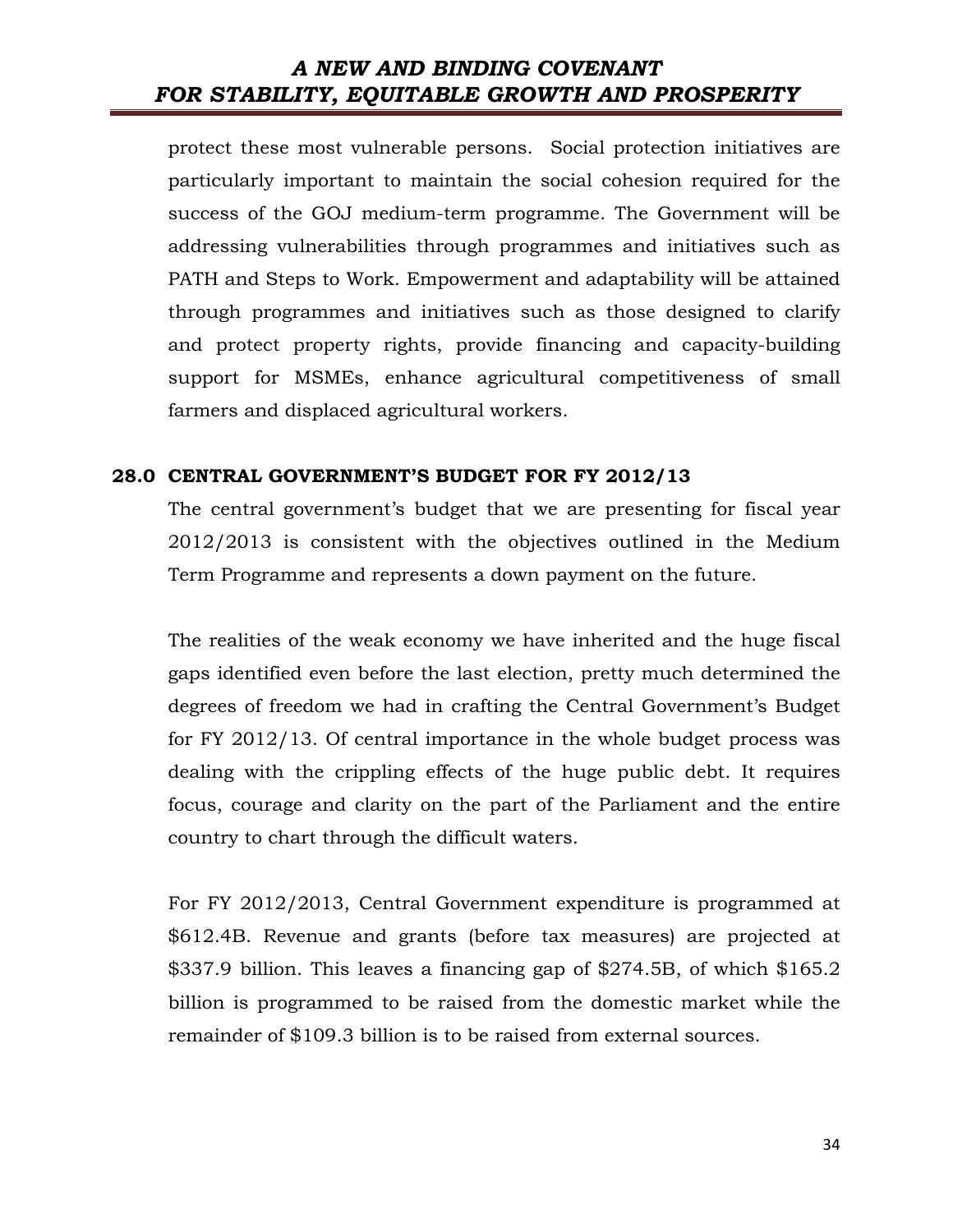protect these most vulnerable persons. Social protection initiatives are particularly important to maintain the social cohesion required for the success of the GOJ medium-term programme. The Government will be addressing vulnerabilities through programmes and initiatives such as PATH and Steps to Work. Empowerment and adaptability will be attained through programmes and initiatives such as those designed to clarify and protect property rights, provide financing and capacity-building support for MSMEs, enhance agricultural competitiveness of small farmers and displaced agricultural workers.

## 28.0 CENTRAL GOVERNMENT'S BUDGET FOR FY 2012/13

The central government's budget that we are presenting for fiscal year 2012/2013 is consistent with the objectives outlined in the Medium Term Programme and represents a down payment on the future.

The realities of the weak economy we have inherited and the huge fiscal gaps identified even before the last election, pretty much determined the degrees of freedom we had in crafting the Central Government's Budget for FY 2012/13. Of central importance in the whole budget process was dealing with the crippling effects of the huge public debt. It requires focus, courage and clarity on the part of the Parliament and the entire country to chart through the difficult waters.

For FY 2012/2013, Central Government expenditure is programmed at $612.4B. Revenue and grants (before tax measures) are projected at $337.9 billion. This leaves a financing gap of $274.5B, of which $165.2 billion is programmed to be raised from the domestic market while the remainder of $109.3 billion is to be raised from external sources.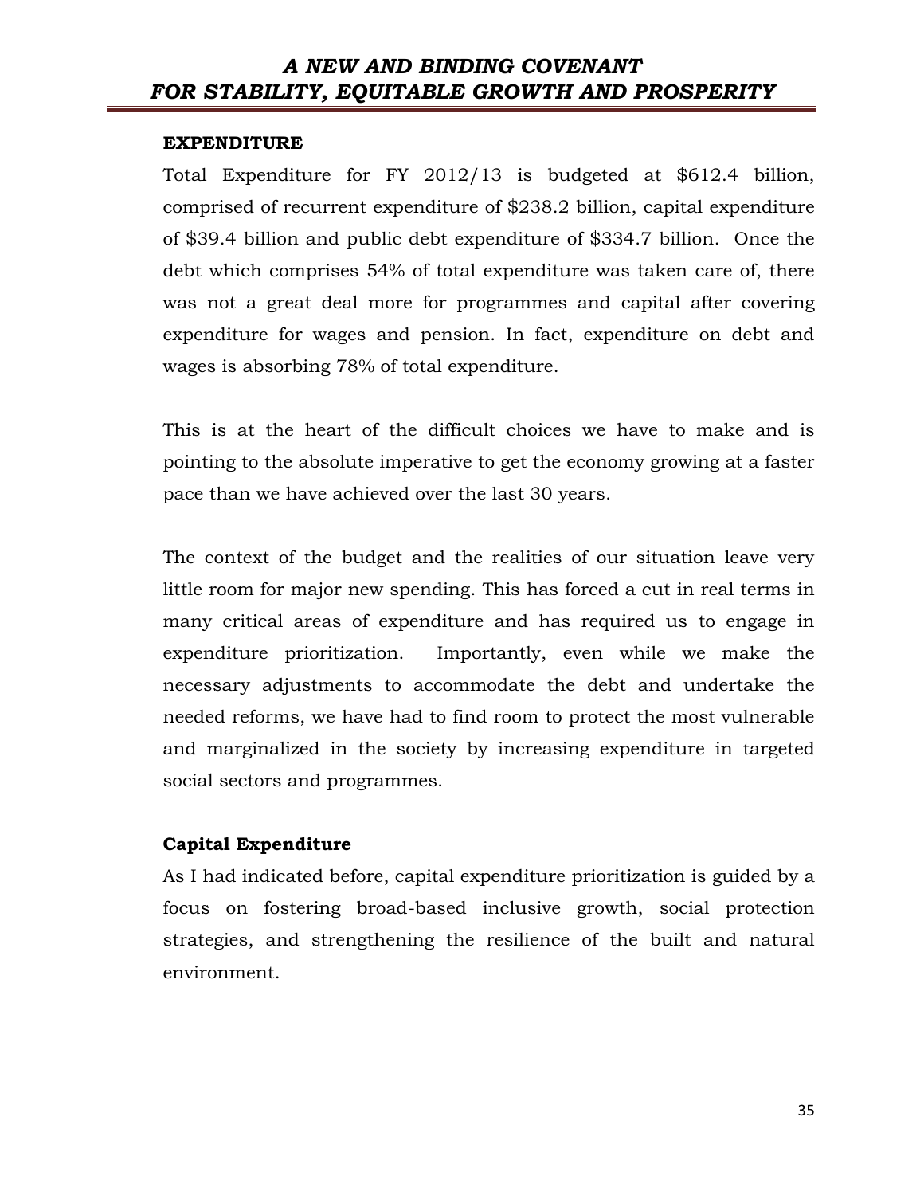## EXPENDITURE

Total Expenditure for FY 2012/13 is budgeted at $612.4 billion, comprised of recurrent expenditure of $238.2 billion, capital expenditure of $39.4 billion and public debt expenditure of $334.7 billion. Once the debt which comprises 54% of total expenditure was taken care of, there was not a great deal more for programmes and capital after covering expenditure for wages and pension. In fact, expenditure on debt and wages is absorbing 78% of total expenditure.

This is at the heart of the difficult choices we have to make and is pointing to the absolute imperative to get the economy growing at a faster pace than we have achieved over the last 30 years.

The context of the budget and the realities of our situation leave very little room for major new spending. This has forced a cut in real terms in many critical areas of expenditure and has required us to engage in expenditure prioritization. Importantly, even while we make the necessary adjustments to accommodate the debt and undertake the needed reforms, we have had to find room to protect the most vulnerable and marginalized in the society by increasing expenditure in targeted social sectors and programmes.

### Capital Expenditure

As I had indicated before, capital expenditure prioritization is guided by a focus on fostering broad-based inclusive growth, social protection strategies, and strengthening the resilience of the built and natural environment.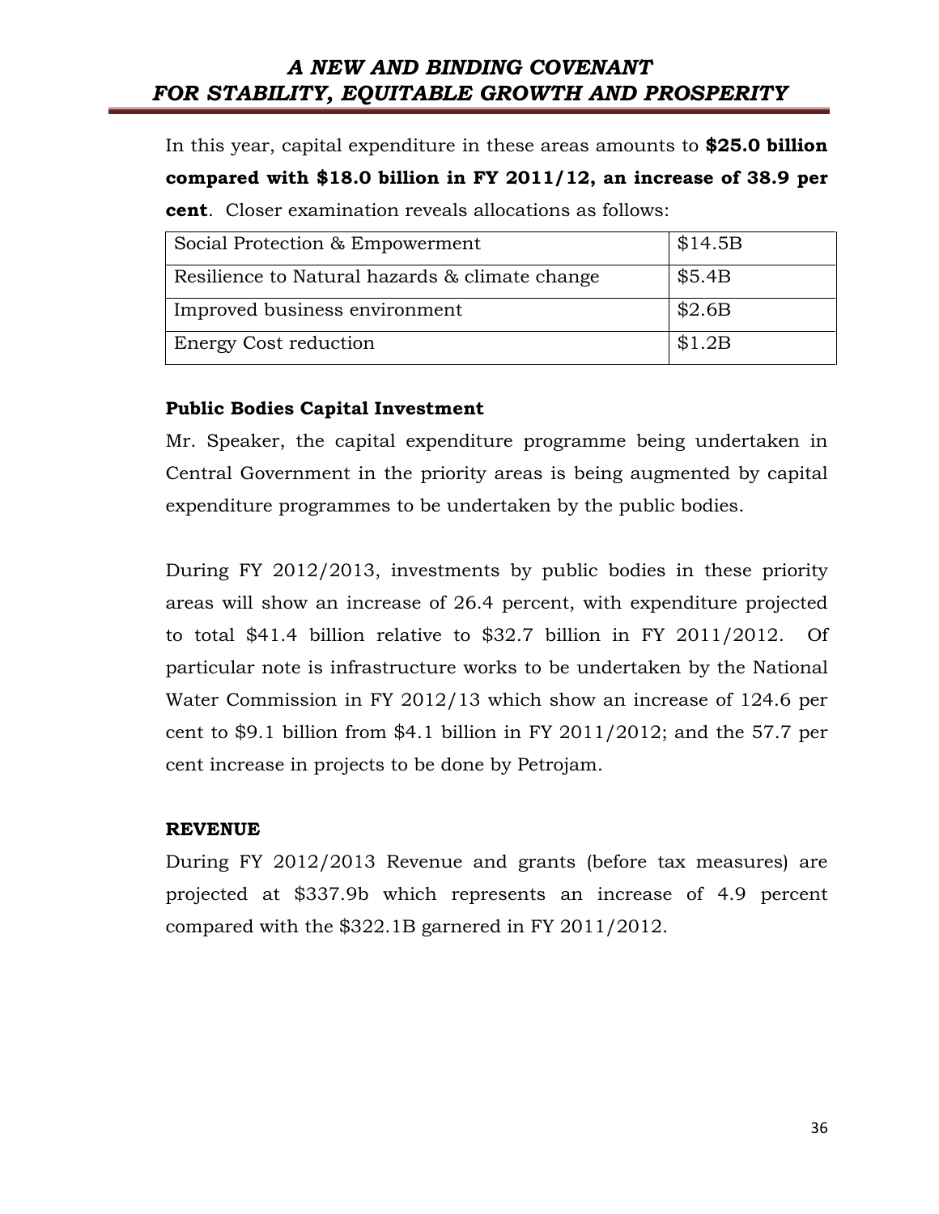In this year, capital expenditure in these areas amounts to **$25.0 billion compared with $18.0 billion in FY 2011/12, an increase of 38.9 per cent**. Closer examination reveals allocations as follows:

| | |
|---|---|
| Social Protection & Empowerment | $14.5B |
| Resilience to Natural hazards & climate change | $5.4B |
| Improved business environment | $2.6B |
| Energy Cost reduction | $1.2B |

### Public Bodies Capital Investment

Mr. Speaker, the capital expenditure programme being undertaken in Central Government in the priority areas is being augmented by capital expenditure programmes to be undertaken by the public bodies.

During FY 2012/2013, investments by public bodies in these priority areas will show an increase of 26.4 percent, with expenditure projected to total $41.4 billion relative to $32.7 billion in FY 2011/2012. Of particular note is infrastructure works to be undertaken by the National Water Commission in FY 2012/13 which show an increase of 124.6 per cent to $9.1 billion from $4.1 billion in FY 2011/2012; and the 57.7 per cent increase in projects to be done by Petrojam.

### REVENUE

During FY 2012/2013 Revenue and grants (before tax measures) are projected at $337.9b which represents an increase of 4.9 percent compared with the $322.1B garnered in FY 2011/2012.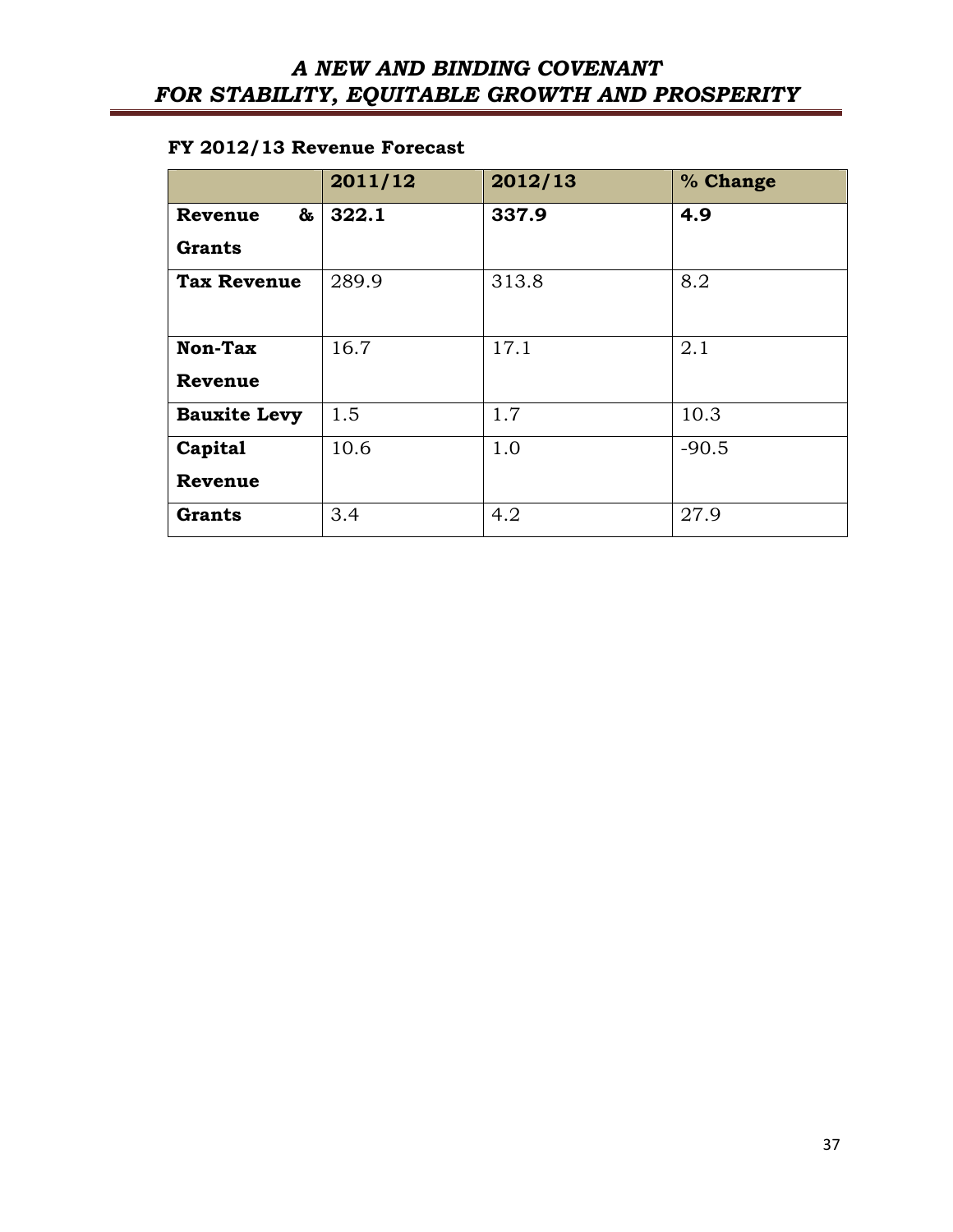**FY 2012/13 Revenue Forecast**

| | 2011/12 | 2012/13 | % Change |
|---|---|---|---|
| **Revenue & Grants** | **322.1** | **337.9** | **4.9** |
| **Tax Revenue** | 289.9 | 313.8 | 8.2 |
| **Non-Tax Revenue** | 16.7 | 17.1 | 2.1 |
| **Bauxite Levy** | 1.5 | 1.7 | 10.3 |
| **Capital Revenue** | 10.6 | 1.0 | -90.5 |
| **Grants** | 3.4 | 4.2 | 27.9 |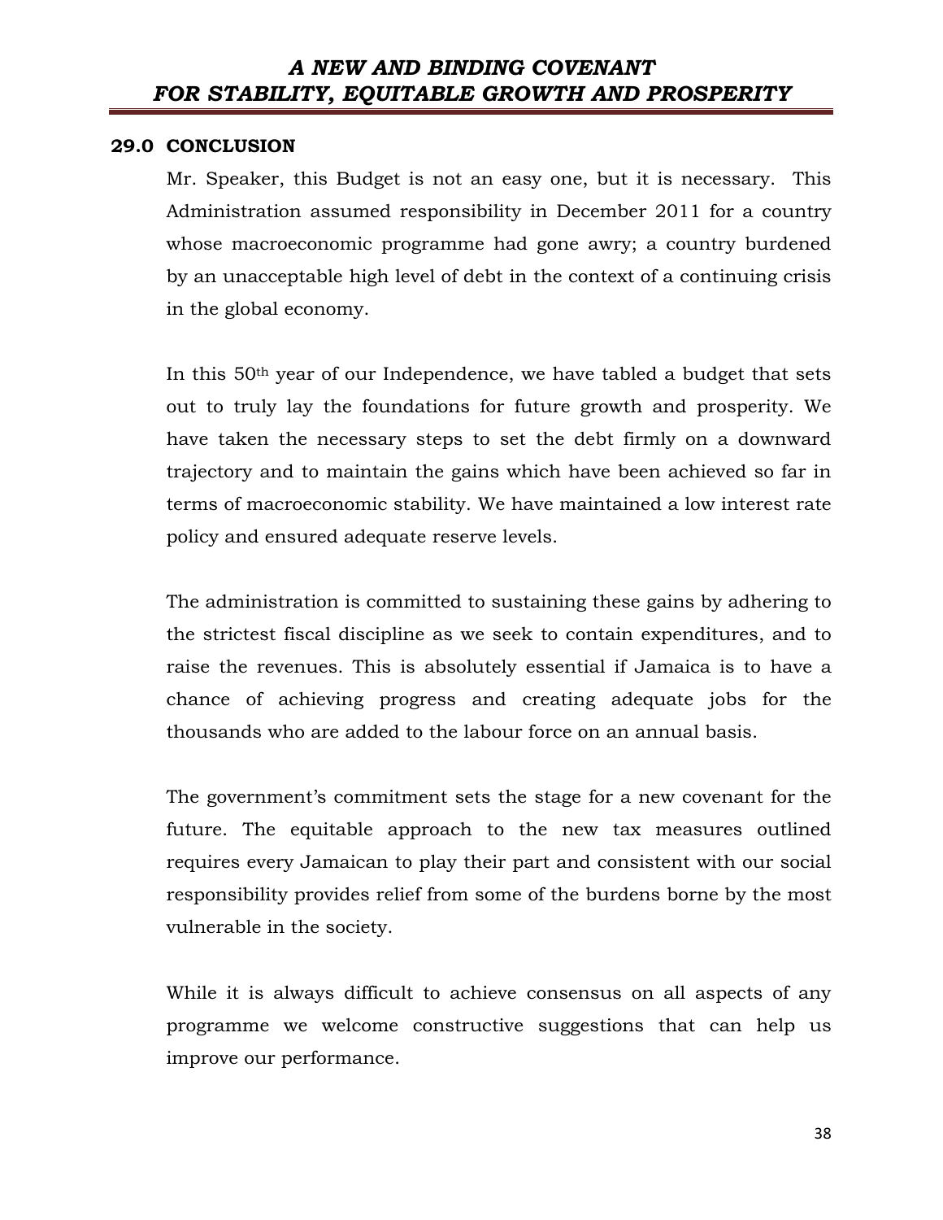## 29.0 CONCLUSION

Mr. Speaker, this Budget is not an easy one, but it is necessary. This Administration assumed responsibility in December 2011 for a country whose macroeconomic programme had gone awry; a country burdened by an unacceptable high level of debt in the context of a continuing crisis in the global economy.

In this 50th year of our Independence, we have tabled a budget that sets out to truly lay the foundations for future growth and prosperity. We have taken the necessary steps to set the debt firmly on a downward trajectory and to maintain the gains which have been achieved so far in terms of macroeconomic stability. We have maintained a low interest rate policy and ensured adequate reserve levels.

The administration is committed to sustaining these gains by adhering to the strictest fiscal discipline as we seek to contain expenditures, and to raise the revenues. This is absolutely essential if Jamaica is to have a chance of achieving progress and creating adequate jobs for the thousands who are added to the labour force on an annual basis.

The government's commitment sets the stage for a new covenant for the future. The equitable approach to the new tax measures outlined requires every Jamaican to play their part and consistent with our social responsibility provides relief from some of the burdens borne by the most vulnerable in the society.

While it is always difficult to achieve consensus on all aspects of any programme we welcome constructive suggestions that can help us improve our performance.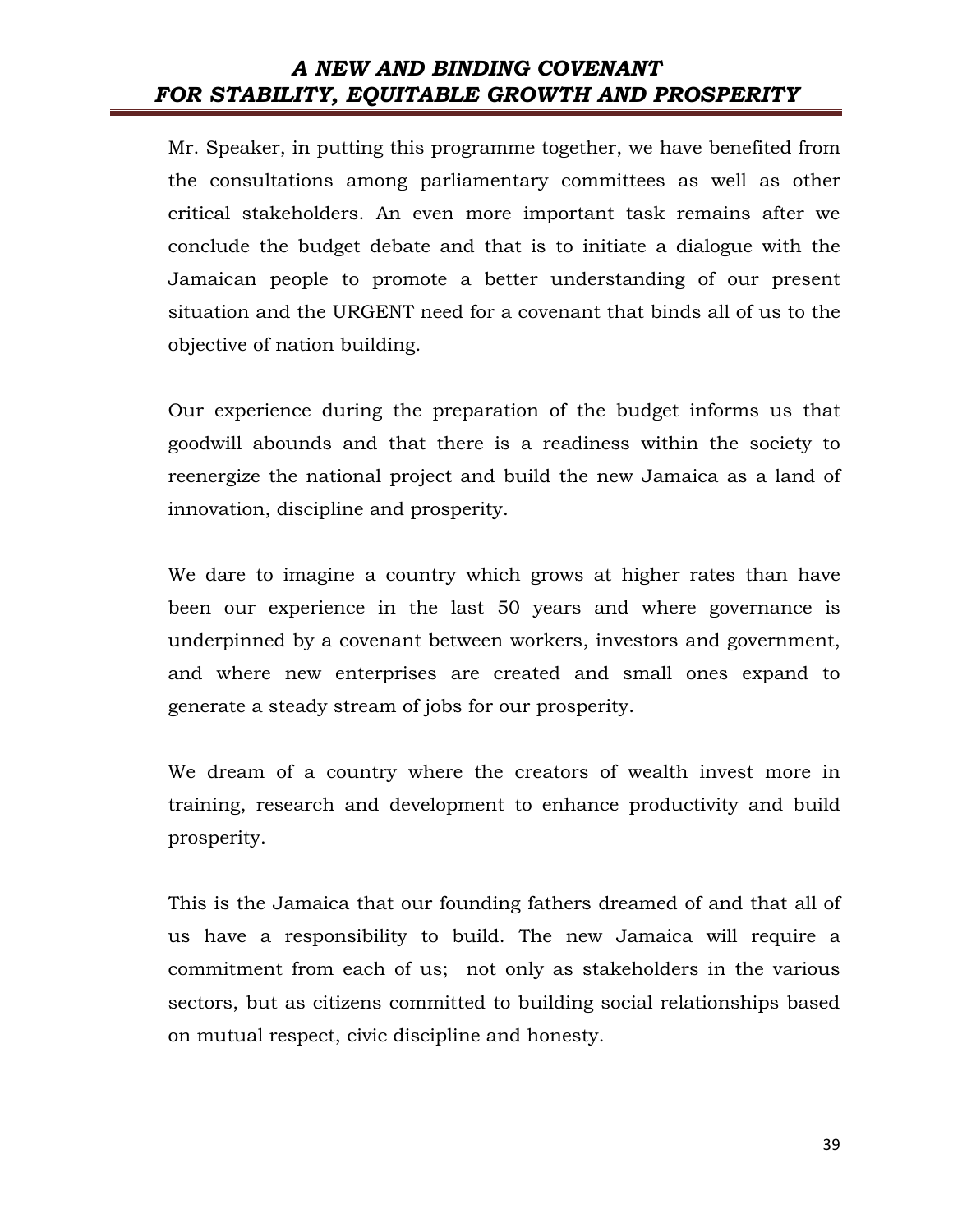Mr. Speaker, in putting this programme together, we have benefited from the consultations among parliamentary committees as well as other critical stakeholders. An even more important task remains after we conclude the budget debate and that is to initiate a dialogue with the Jamaican people to promote a better understanding of our present situation and the URGENT need for a covenant that binds all of us to the objective of nation building.

Our experience during the preparation of the budget informs us that goodwill abounds and that there is a readiness within the society to reenergize the national project and build the new Jamaica as a land of innovation, discipline and prosperity.

We dare to imagine a country which grows at higher rates than have been our experience in the last 50 years and where governance is underpinned by a covenant between workers, investors and government, and where new enterprises are created and small ones expand to generate a steady stream of jobs for our prosperity.

We dream of a country where the creators of wealth invest more in training, research and development to enhance productivity and build prosperity.

This is the Jamaica that our founding fathers dreamed of and that all of us have a responsibility to build. The new Jamaica will require a commitment from each of us; not only as stakeholders in the various sectors, but as citizens committed to building social relationships based on mutual respect, civic discipline and honesty.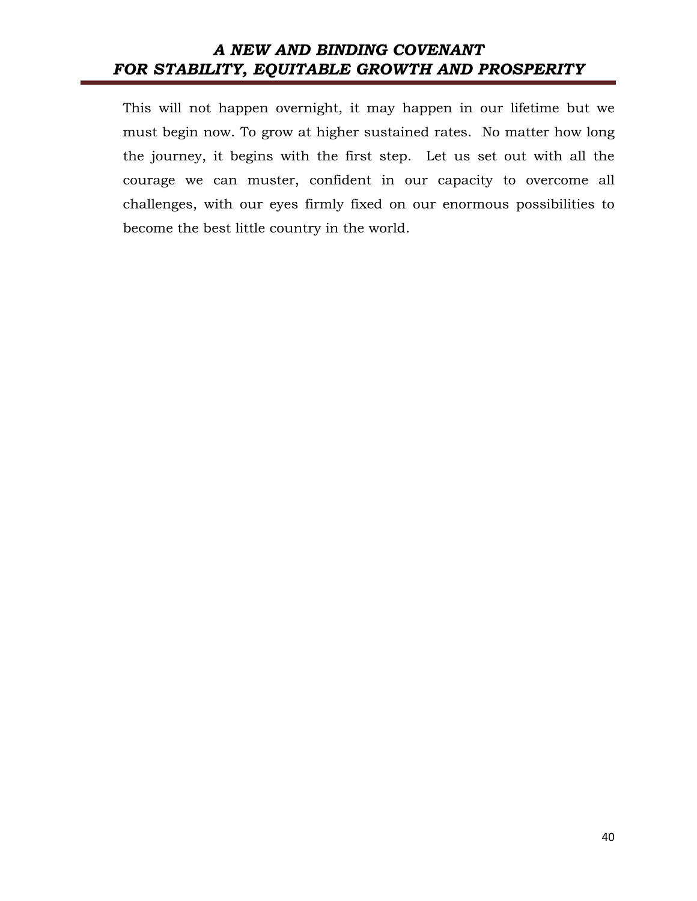This will not happen overnight, it may happen in our lifetime but we must begin now. To grow at higher sustained rates.  No matter how long the journey, it begins with the first step.  Let us set out with all the courage we can muster, confident in our capacity to overcome all challenges, with our eyes firmly fixed on our enormous possibilities to become the best little country in the world.